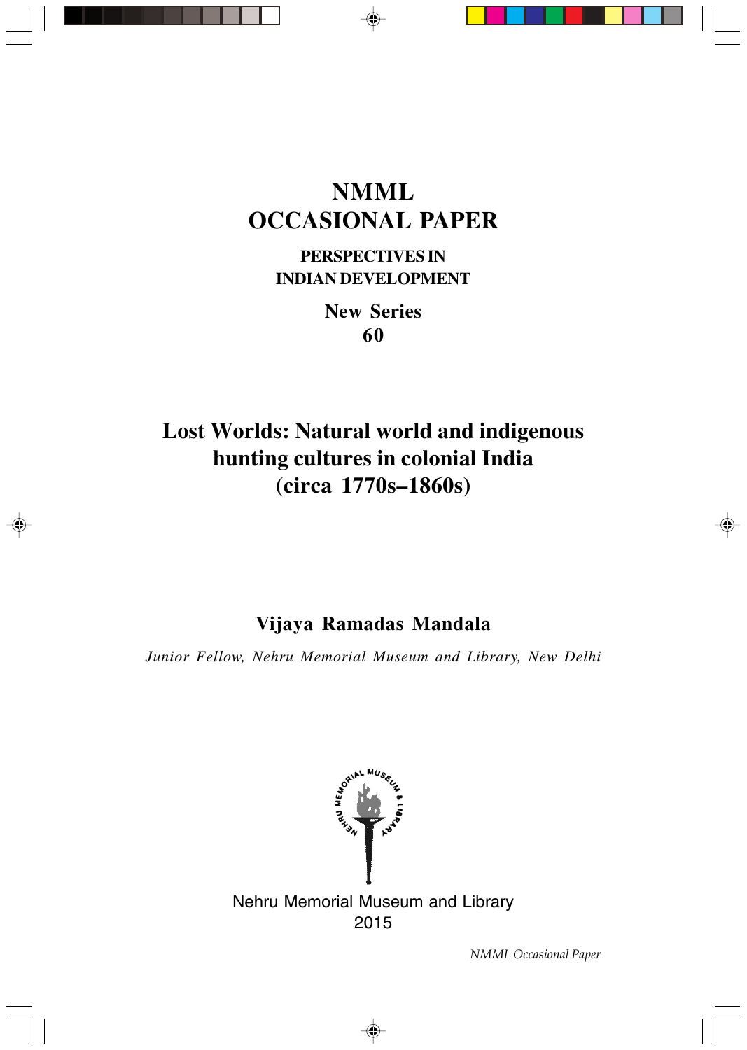# NMML OCCASIONAL PAPER

**PERSPECTIVES IN INDIAN DEVELOPMENT**

**New Series 60**

## Lost Worlds: Natural world and indigenous hunting cultures in colonial India (circa 1770s–1860s)

**Vijaya Ramadas Mandala**

*Junior Fellow, Nehru Memorial Museum and Library, New Delhi*

Nehru Memorial Museum and Library
2015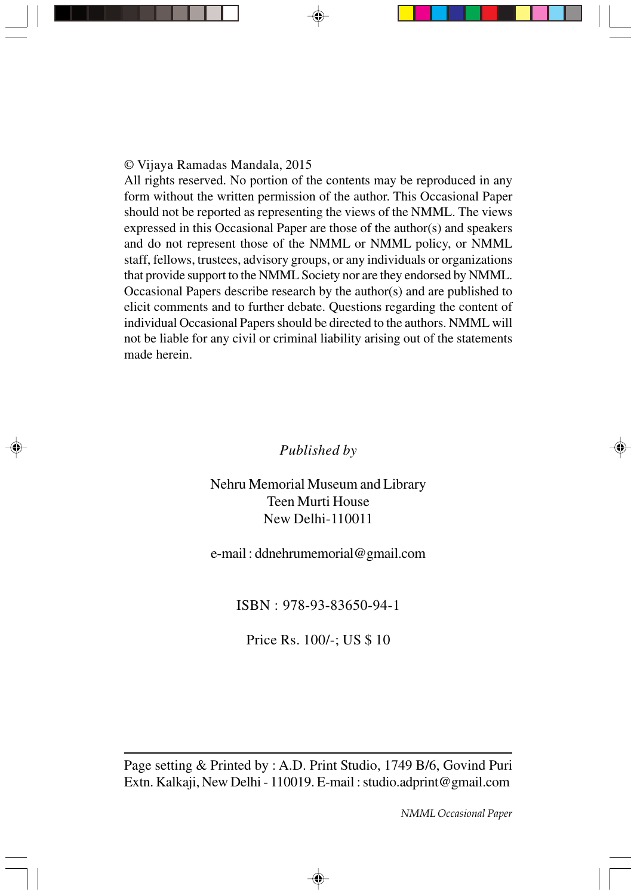© Vijaya Ramadas Mandala, 2015

All rights reserved. No portion of the contents may be reproduced in any form without the written permission of the author. This Occasional Paper should not be reported as representing the views of the NMML. The views expressed in this Occasional Paper are those of the author(s) and speakers and do not represent those of the NMML or NMML policy, or NMML staff, fellows, trustees, advisory groups, or any individuals or organizations that provide support to the NMML Society nor are they endorsed by NMML. Occasional Papers describe research by the author(s) and are published to elicit comments and to further debate. Questions regarding the content of individual Occasional Papers should be directed to the authors. NMML will not be liable for any civil or criminal liability arising out of the statements made herein.

*Published by*

Nehru Memorial Museum and Library
Teen Murti House
New Delhi-110011

e-mail : ddnehrumemorial@gmail.com

ISBN : 978-93-83650-94-1

Price Rs. 100/-; US $ 10

---

Page setting & Printed by : A.D. Print Studio, 1749 B/6, Govind Puri Extn. Kalkaji, New Delhi - 110019. E-mail : studio.adprint@gmail.com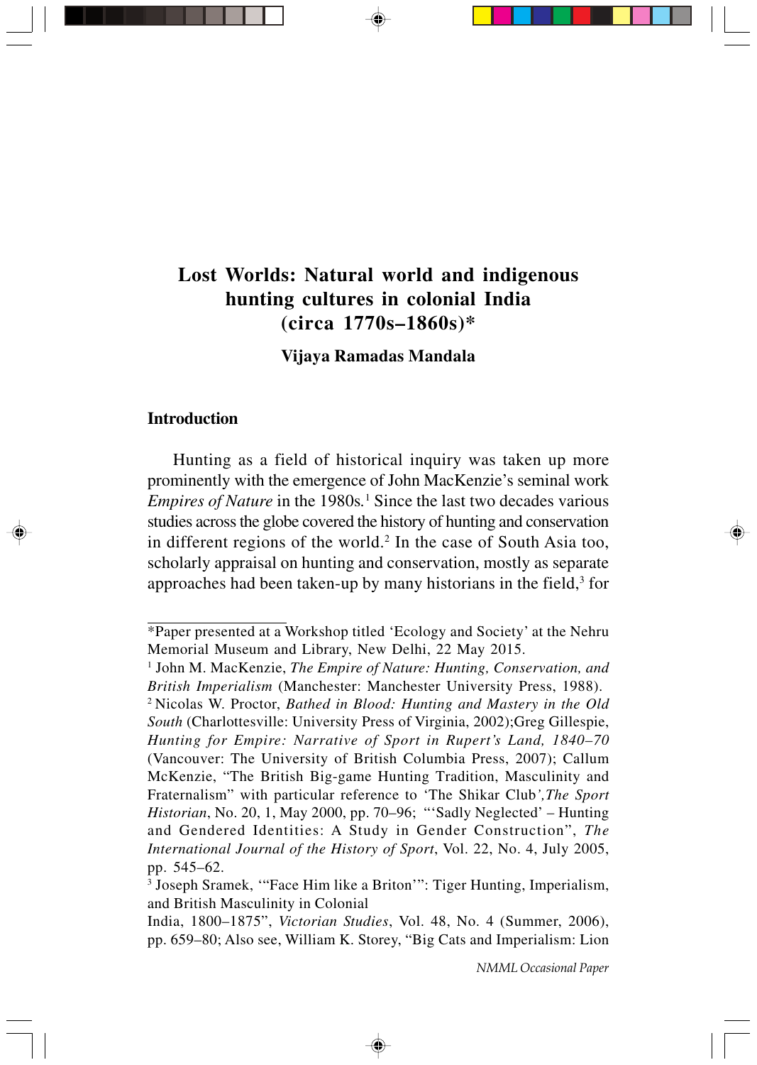# Lost Worlds: Natural world and indigenous hunting cultures in colonial India (circa 1770s–1860s)*

**Vijaya Ramadas Mandala**

## Introduction

Hunting as a field of historical inquiry was taken up more prominently with the emergence of John MacKenzie's seminal work *Empires of Nature* in the 1980s.[1] Since the last two decades various studies across the globe covered the history of hunting and conservation in different regions of the world.[2] In the case of South Asia too, scholarly appraisal on hunting and conservation, mostly as separate approaches had been taken-up by many historians in the field,[3] for

---

*Paper presented at a Workshop titled 'Ecology and Society' at the Nehru Memorial Museum and Library, New Delhi, 22 May 2015.

[1] John M. MacKenzie, *The Empire of Nature: Hunting, Conservation, and British Imperialism* (Manchester: Manchester University Press, 1988).

[2] Nicolas W. Proctor, *Bathed in Blood: Hunting and Mastery in the Old South* (Charlottesville: University Press of Virginia, 2002);Greg Gillespie, *Hunting for Empire: Narrative of Sport in Rupert's Land, 1840–70* (Vancouver: The University of British Columbia Press, 2007); Callum McKenzie, "The British Big-game Hunting Tradition, Masculinity and Fraternalism" with particular reference to 'The Shikar Club*',The Sport Historian*, No. 20, 1, May 2000, pp. 70–96; "'Sadly Neglected' – Hunting and Gendered Identities: A Study in Gender Construction", *The International Journal of the History of Sport*, Vol. 22, No. 4, July 2005, pp. 545–62.

[3] Joseph Sramek, '"Face Him like a Briton'": Tiger Hunting, Imperialism, and British Masculinity in Colonial India, 1800–1875", *Victorian Studies*, Vol. 48, No. 4 (Summer, 2006), pp. 659–80; Also see, William K. Storey, "Big Cats and Imperialism: Lion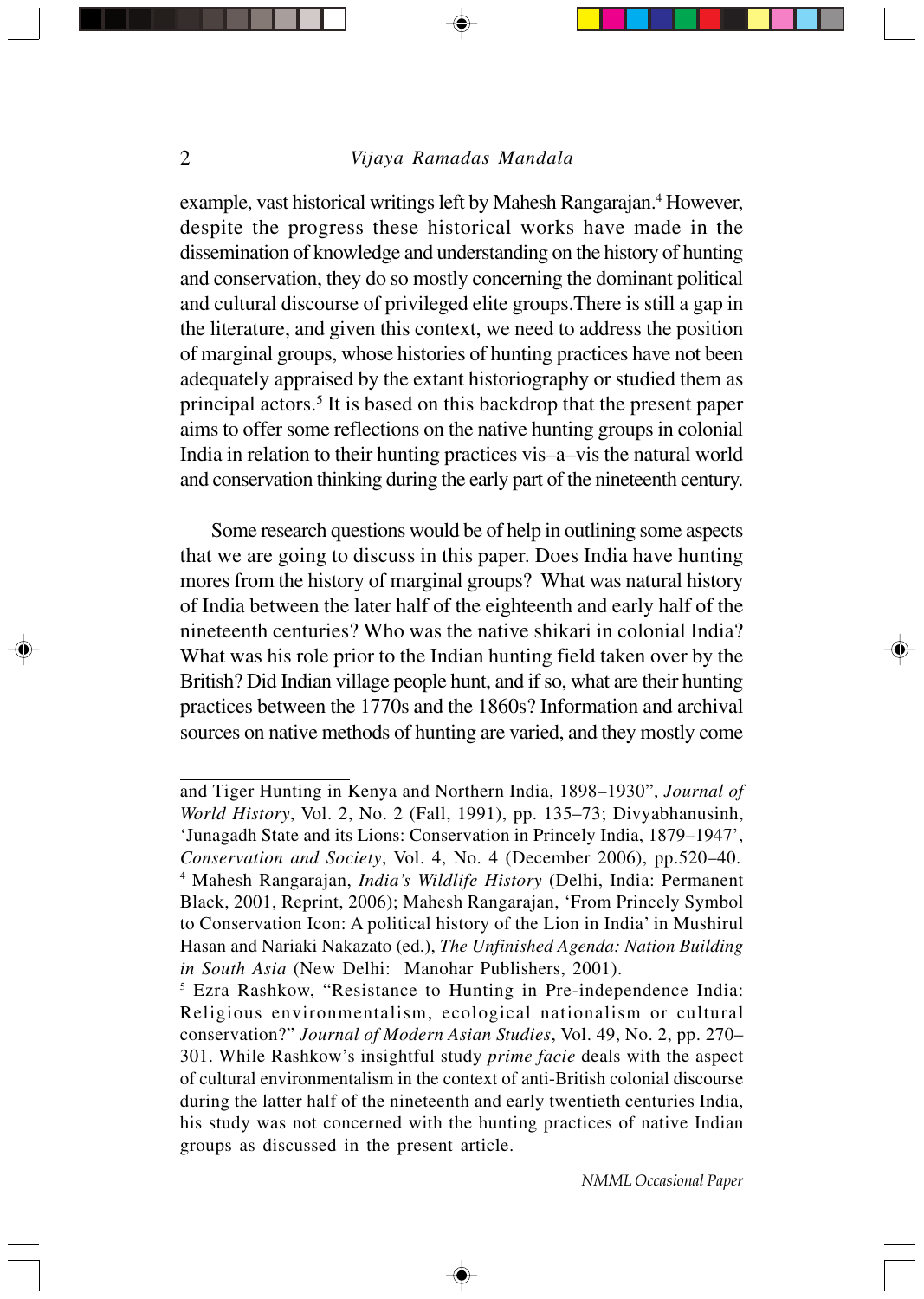example, vast historical writings left by Mahesh Rangarajan.[4] However, despite the progress these historical works have made in the dissemination of knowledge and understanding on the history of hunting and conservation, they do so mostly concerning the dominant political and cultural discourse of privileged elite groups.There is still a gap in the literature, and given this context, we need to address the position of marginal groups, whose histories of hunting practices have not been adequately appraised by the extant historiography or studied them as principal actors.[5] It is based on this backdrop that the present paper aims to offer some reflections on the native hunting groups in colonial India in relation to their hunting practices vis–a–vis the natural world and conservation thinking during the early part of the nineteenth century.

Some research questions would be of help in outlining some aspects that we are going to discuss in this paper. Does India have hunting mores from the history of marginal groups? What was natural history of India between the later half of the eighteenth and early half of the nineteenth centuries? Who was the native shikari in colonial India? What was his role prior to the Indian hunting field taken over by the British? Did Indian village people hunt, and if so, what are their hunting practices between the 1770s and the 1860s? Information and archival sources on native methods of hunting are varied, and they mostly come

---

and Tiger Hunting in Kenya and Northern India, 1898–1930", *Journal of World History*, Vol. 2, No. 2 (Fall, 1991), pp. 135–73; Divyabhanusinh, 'Junagadh State and its Lions: Conservation in Princely India, 1879–1947', *Conservation and Society*, Vol. 4, No. 4 (December 2006), pp.520–40.

[4] Mahesh Rangarajan, *India's Wildlife History* (Delhi, India: Permanent Black, 2001, Reprint, 2006); Mahesh Rangarajan, 'From Princely Symbol to Conservation Icon: A political history of the Lion in India' in Mushirul Hasan and Nariaki Nakazato (ed.), *The Unfinished Agenda: Nation Building in South Asia* (New Delhi: Manohar Publishers, 2001).

[5] Ezra Rashkow, "Resistance to Hunting in Pre-independence India: Religious environmentalism, ecological nationalism or cultural conservation?" *Journal of Modern Asian Studies*, Vol. 49, No. 2, pp. 270–301. While Rashkow's insightful study *prime facie* deals with the aspect of cultural environmentalism in the context of anti-British colonial discourse during the latter half of the nineteenth and early twentieth centuries India, his study was not concerned with the hunting practices of native Indian groups as discussed in the present article.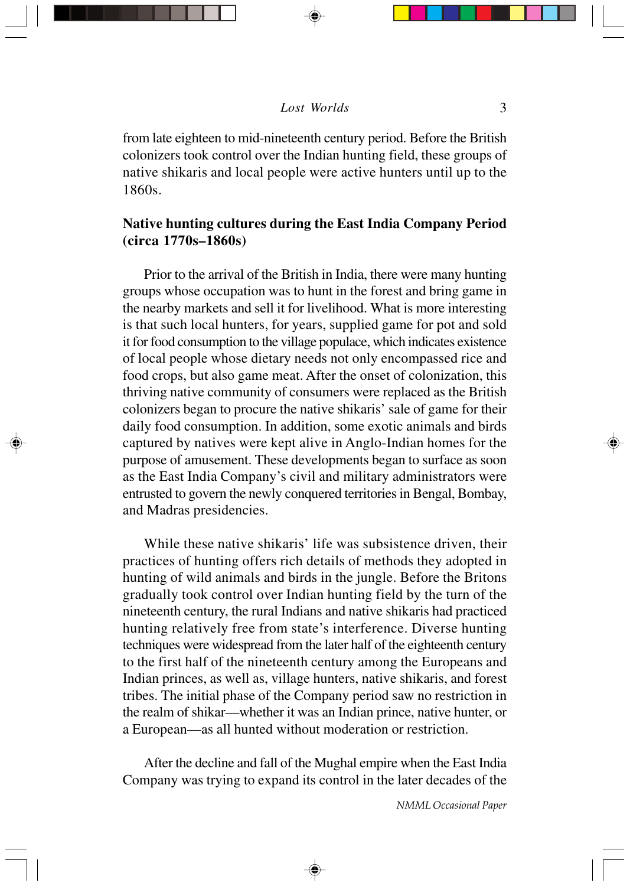from late eighteen to mid-nineteenth century period. Before the British colonizers took control over the Indian hunting field, these groups of native shikaris and local people were active hunters until up to the 1860s.

## Native hunting cultures during the East India Company Period (circa 1770s–1860s)

Prior to the arrival of the British in India, there were many hunting groups whose occupation was to hunt in the forest and bring game in the nearby markets and sell it for livelihood. What is more interesting is that such local hunters, for years, supplied game for pot and sold it for food consumption to the village populace, which indicates existence of local people whose dietary needs not only encompassed rice and food crops, but also game meat. After the onset of colonization, this thriving native community of consumers were replaced as the British colonizers began to procure the native shikaris' sale of game for their daily food consumption. In addition, some exotic animals and birds captured by natives were kept alive in Anglo-Indian homes for the purpose of amusement. These developments began to surface as soon as the East India Company's civil and military administrators were entrusted to govern the newly conquered territories in Bengal, Bombay, and Madras presidencies.

While these native shikaris' life was subsistence driven, their practices of hunting offers rich details of methods they adopted in hunting of wild animals and birds in the jungle. Before the Britons gradually took control over Indian hunting field by the turn of the nineteenth century, the rural Indians and native shikaris had practiced hunting relatively free from state's interference. Diverse hunting techniques were widespread from the later half of the eighteenth century to the first half of the nineteenth century among the Europeans and Indian princes, as well as, village hunters, native shikaris, and forest tribes. The initial phase of the Company period saw no restriction in the realm of shikar—whether it was an Indian prince, native hunter, or a European—as all hunted without moderation or restriction.

After the decline and fall of the Mughal empire when the East India Company was trying to expand its control in the later decades of the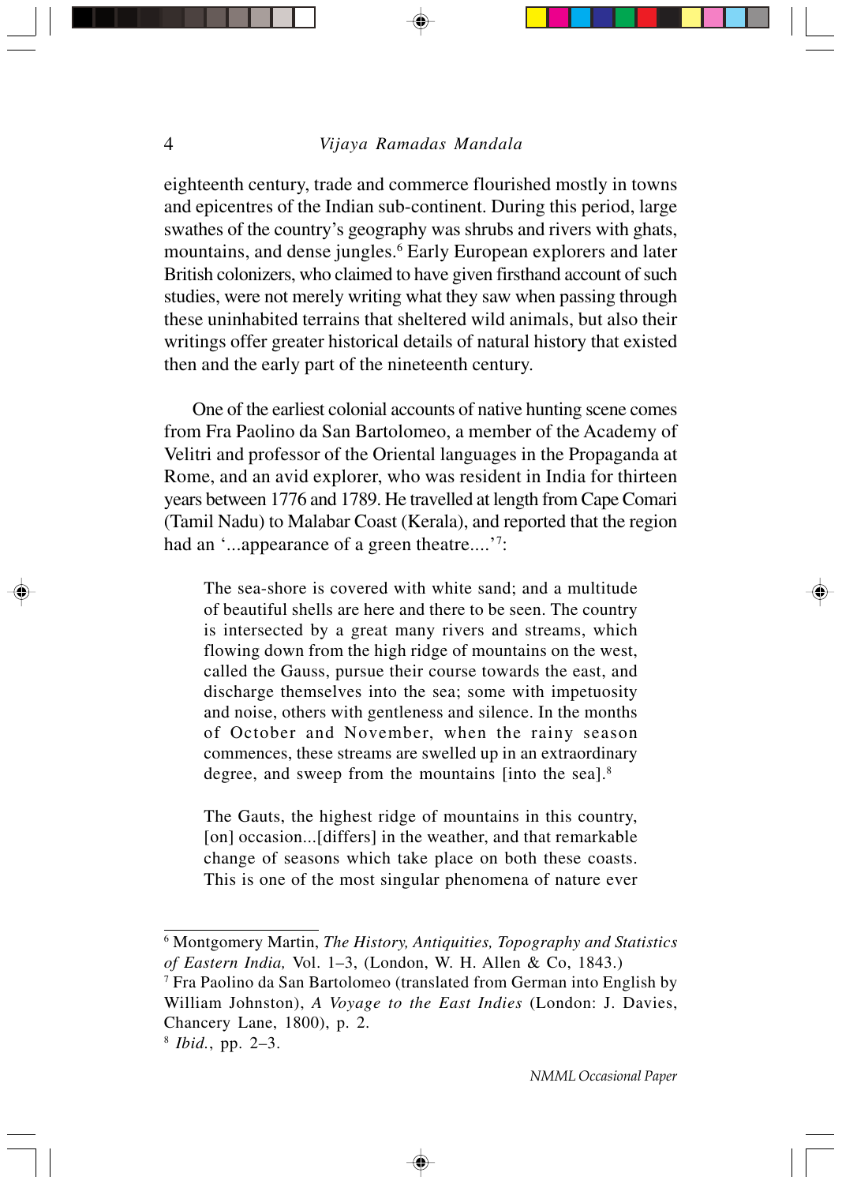eighteenth century, trade and commerce flourished mostly in towns and epicentres of the Indian sub-continent. During this period, large swathes of the country's geography was shrubs and rivers with ghats, mountains, and dense jungles.[6] Early European explorers and later British colonizers, who claimed to have given firsthand account of such studies, were not merely writing what they saw when passing through these uninhabited terrains that sheltered wild animals, but also their writings offer greater historical details of natural history that existed then and the early part of the nineteenth century.

One of the earliest colonial accounts of native hunting scene comes from Fra Paolino da San Bartolomeo, a member of the Academy of Velitri and professor of the Oriental languages in the Propaganda at Rome, and an avid explorer, who was resident in India for thirteen years between 1776 and 1789. He travelled at length from Cape Comari (Tamil Nadu) to Malabar Coast (Kerala), and reported that the region had an '...appearance of a green theatre....'[7]:

> The sea-shore is covered with white sand; and a multitude of beautiful shells are here and there to be seen. The country is intersected by a great many rivers and streams, which flowing down from the high ridge of mountains on the west, called the Gauss, pursue their course towards the east, and discharge themselves into the sea; some with impetuosity and noise, others with gentleness and silence. In the months of October and November, when the rainy season commences, these streams are swelled up in an extraordinary degree, and sweep from the mountains [into the sea].[8]

> The Gauts, the highest ridge of mountains in this country, [on] occasion...[differs] in the weather, and that remarkable change of seasons which take place on both these coasts. This is one of the most singular phenomena of nature ever

---

[6] Montgomery Martin, *The History, Antiquities, Topography and Statistics of Eastern India,* Vol. 1–3, (London, W. H. Allen & Co, 1843.)

[7] Fra Paolino da San Bartolomeo (translated from German into English by William Johnston), *A Voyage to the East Indies* (London: J. Davies, Chancery Lane, 1800), p. 2.

[8] *Ibid.*, pp. 2–3.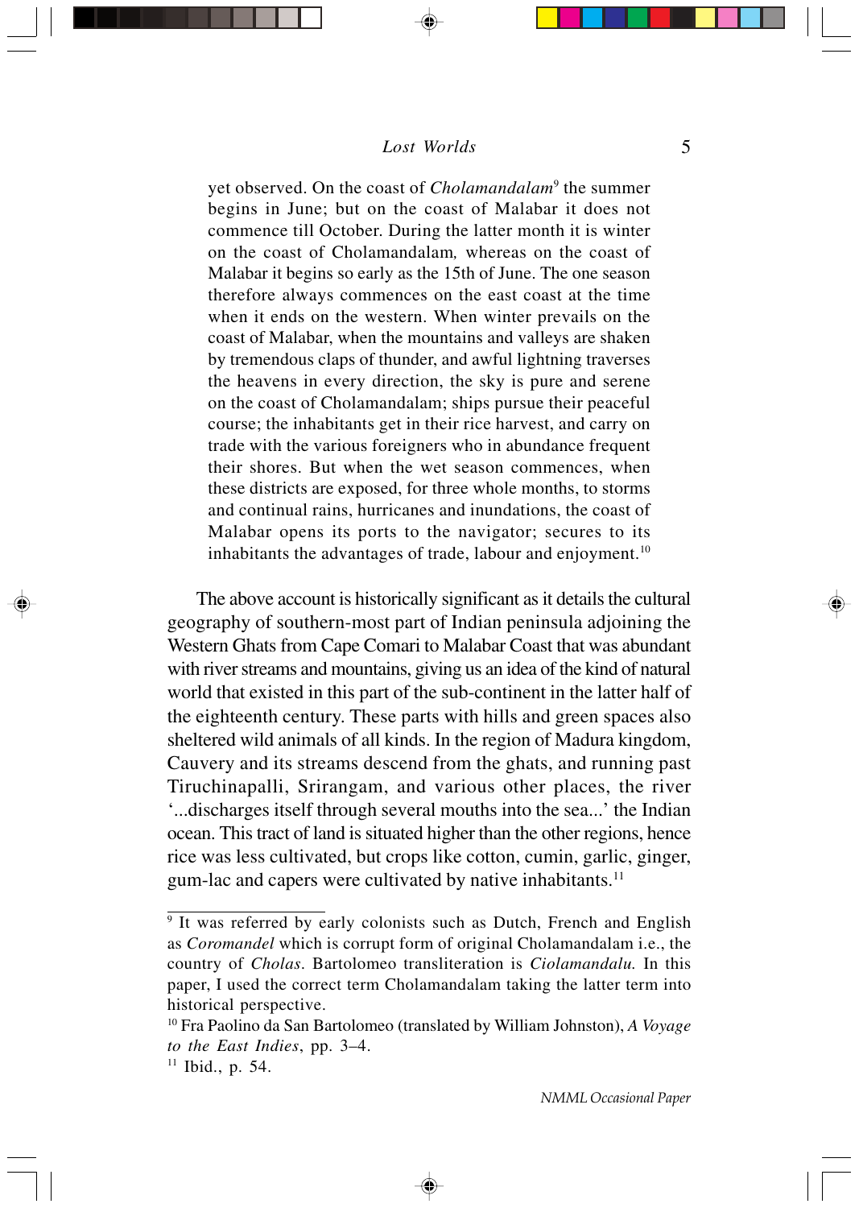> yet observed. On the coast of *Cholamandalam*[9] the summer begins in June; but on the coast of Malabar it does not commence till October. During the latter month it is winter on the coast of Cholamandalam*,* whereas on the coast of Malabar it begins so early as the 15th of June. The one season therefore always commences on the east coast at the time when it ends on the western. When winter prevails on the coast of Malabar, when the mountains and valleys are shaken by tremendous claps of thunder, and awful lightning traverses the heavens in every direction, the sky is pure and serene on the coast of Cholamandalam; ships pursue their peaceful course; the inhabitants get in their rice harvest, and carry on trade with the various foreigners who in abundance frequent their shores. But when the wet season commences, when these districts are exposed, for three whole months, to storms and continual rains, hurricanes and inundations, the coast of Malabar opens its ports to the navigator; secures to its inhabitants the advantages of trade, labour and enjoyment.[10]

The above account is historically significant as it details the cultural geography of southern-most part of Indian peninsula adjoining the Western Ghats from Cape Comari to Malabar Coast that was abundant with river streams and mountains, giving us an idea of the kind of natural world that existed in this part of the sub-continent in the latter half of the eighteenth century. These parts with hills and green spaces also sheltered wild animals of all kinds. In the region of Madura kingdom, Cauvery and its streams descend from the ghats, and running past Tiruchinapalli, Srirangam, and various other places, the river '...discharges itself through several mouths into the sea...' the Indian ocean. This tract of land is situated higher than the other regions, hence rice was less cultivated, but crops like cotton, cumin, garlic, ginger, gum-lac and capers were cultivated by native inhabitants.[11]

---

[9] It was referred by early colonists such as Dutch, French and English as *Coromandel* which is corrupt form of original Cholamandalam i.e., the country of *Cholas*. Bartolomeo transliteration is *Ciolamandalu.* In this paper, I used the correct term Cholamandalam taking the latter term into historical perspective.

[10] Fra Paolino da San Bartolomeo (translated by William Johnston), *A Voyage to the East Indies*, pp. 3–4.

[11] Ibid., p. 54.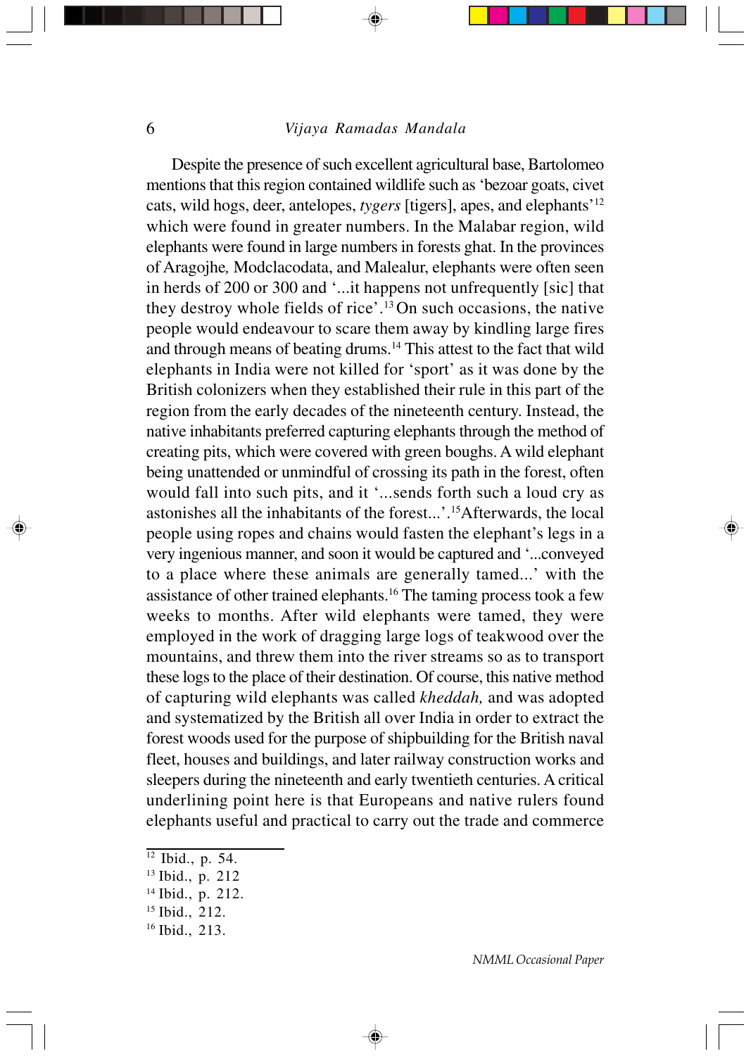Despite the presence of such excellent agricultural base, Bartolomeo mentions that this region contained wildlife such as 'bezoar goats, civet cats, wild hogs, deer, antelopes, *tygers* [tigers], apes, and elephants'[12] which were found in greater numbers. In the Malabar region, wild elephants were found in large numbers in forests ghat. In the provinces of Aragojhe*,* Modclacodata, and Malealur, elephants were often seen in herds of 200 or 300 and '...it happens not unfrequently [sic] that they destroy whole fields of rice'.[13] On such occasions, the native people would endeavour to scare them away by kindling large fires and through means of beating drums.[14] This attest to the fact that wild elephants in India were not killed for 'sport' as it was done by the British colonizers when they established their rule in this part of the region from the early decades of the nineteenth century. Instead, the native inhabitants preferred capturing elephants through the method of creating pits, which were covered with green boughs. A wild elephant being unattended or unmindful of crossing its path in the forest, often would fall into such pits, and it '...sends forth such a loud cry as astonishes all the inhabitants of the forest...'.[15]Afterwards, the local people using ropes and chains would fasten the elephant's legs in a very ingenious manner, and soon it would be captured and '...conveyed to a place where these animals are generally tamed...' with the assistance of other trained elephants.[16] The taming process took a few weeks to months. After wild elephants were tamed, they were employed in the work of dragging large logs of teakwood over the mountains, and threw them into the river streams so as to transport these logs to the place of their destination. Of course, this native method of capturing wild elephants was called *kheddah,* and was adopted and systematized by the British all over India in order to extract the forest woods used for the purpose of shipbuilding for the British naval fleet, houses and buildings, and later railway construction works and sleepers during the nineteenth and early twentieth centuries. A critical underlining point here is that Europeans and native rulers found elephants useful and practical to carry out the trade and commerce

---

[12] Ibid., p. 54.

[13] Ibid., p. 212

[14] Ibid., p. 212.

[15] Ibid., 212.

[16] Ibid., 213.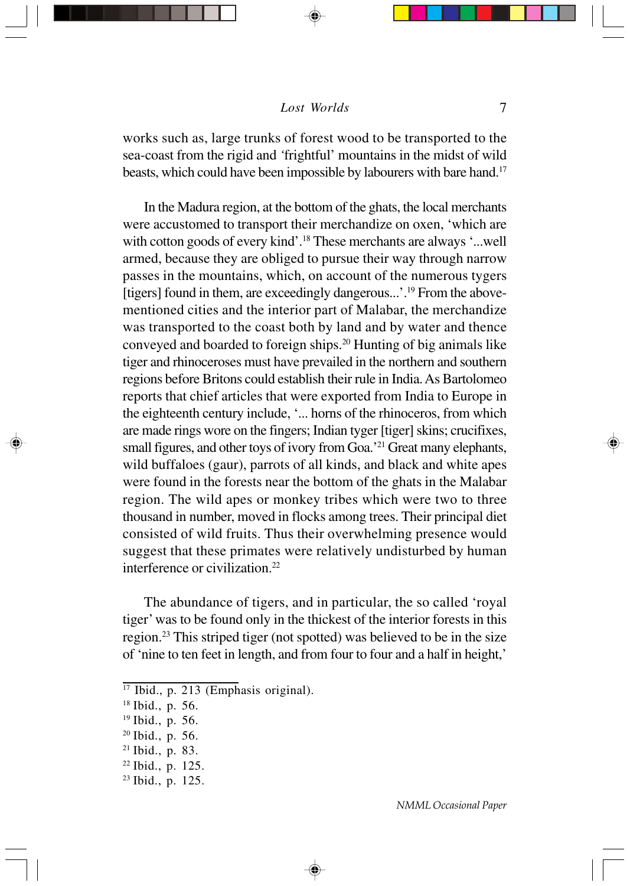works such as, large trunks of forest wood to be transported to the sea-coast from the rigid and 'frightful' mountains in the midst of wild beasts, which could have been impossible by labourers with bare hand.[17]

In the Madura region, at the bottom of the ghats, the local merchants were accustomed to transport their merchandize on oxen, 'which are with cotton goods of every kind'.[18] These merchants are always '...well armed, because they are obliged to pursue their way through narrow passes in the mountains, which, on account of the numerous tygers [tigers] found in them, are exceedingly dangerous...'.[19] From the above-mentioned cities and the interior part of Malabar, the merchandize was transported to the coast both by land and by water and thence conveyed and boarded to foreign ships.[20] Hunting of big animals like tiger and rhinoceroses must have prevailed in the northern and southern regions before Britons could establish their rule in India. As Bartolomeo reports that chief articles that were exported from India to Europe in the eighteenth century include, '... horns of the rhinoceros, from which are made rings wore on the fingers; Indian tyger [tiger] skins; crucifixes, small figures, and other toys of ivory from Goa.'[21] Great many elephants, wild buffaloes (gaur), parrots of all kinds, and black and white apes were found in the forests near the bottom of the ghats in the Malabar region. The wild apes or monkey tribes which were two to three thousand in number, moved in flocks among trees. Their principal diet consisted of wild fruits. Thus their overwhelming presence would suggest that these primates were relatively undisturbed by human interference or civilization.[22]

The abundance of tigers, and in particular, the so called 'royal tiger' was to be found only in the thickest of the interior forests in this region.[23] This striped tiger (not spotted) was believed to be in the size of 'nine to ten feet in length, and from four to four and a half in height,'

---

[17] Ibid., p. 213 (Emphasis original).

[18] Ibid., p. 56.

[19] Ibid., p. 56.

[20] Ibid., p. 56.

[21] Ibid., p. 83.

[22] Ibid., p. 125.

[23] Ibid., p. 125.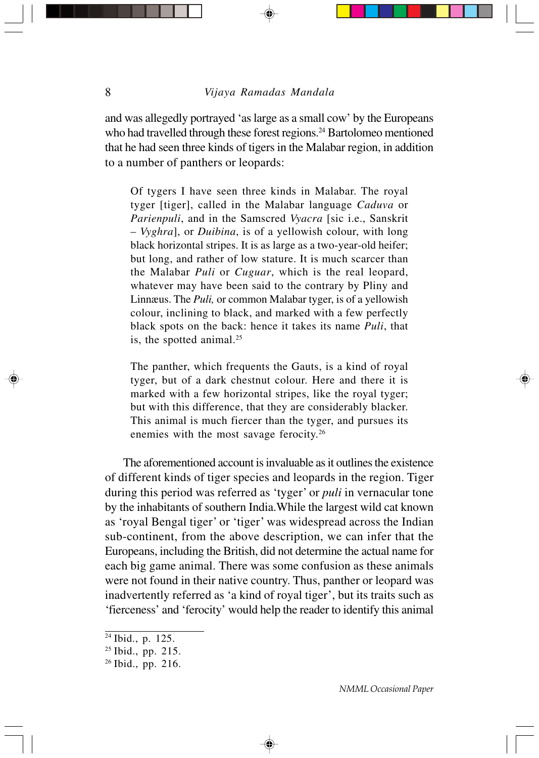and was allegedly portrayed 'as large as a small cow' by the Europeans who had travelled through these forest regions.[24] Bartolomeo mentioned that he had seen three kinds of tigers in the Malabar region, in addition to a number of panthers or leopards:

> Of tygers I have seen three kinds in Malabar. The royal tyger [tiger], called in the Malabar language *Caduva* or *Parienpuli*, and in the Samscred *Vyacra* [sic i.e., Sanskrit – *Vyghra*], or *Duibina*, is of a yellowish colour, with long black horizontal stripes. It is as large as a two-year-old heifer; but long, and rather of low stature. It is much scarcer than the Malabar *Puli* or *Cuguar*, which is the real leopard, whatever may have been said to the contrary by Pliny and Linnæus. The *Puli,* or common Malabar tyger, is of a yellowish colour, inclining to black, and marked with a few perfectly black spots on the back: hence it takes its name *Puli*, that is, the spotted animal.[25]
>
> The panther, which frequents the Gauts, is a kind of royal tyger, but of a dark chestnut colour. Here and there it is marked with a few horizontal stripes, like the royal tyger; but with this difference, that they are considerably blacker. This animal is much fiercer than the tyger, and pursues its enemies with the most savage ferocity.[26]

The aforementioned account is invaluable as it outlines the existence of different kinds of tiger species and leopards in the region. Tiger during this period was referred as 'tyger' or *puli* in vernacular tone by the inhabitants of southern India.While the largest wild cat known as 'royal Bengal tiger' or 'tiger' was widespread across the Indian sub-continent, from the above description, we can infer that the Europeans, including the British, did not determine the actual name for each big game animal. There was some confusion as these animals were not found in their native country. Thus, panther or leopard was inadvertently referred as 'a kind of royal tiger', but its traits such as 'fierceness' and 'ferocity' would help the reader to identify this animal

---

[24] Ibid., p. 125.

[25] Ibid., pp. 215.

[26] Ibid., pp. 216.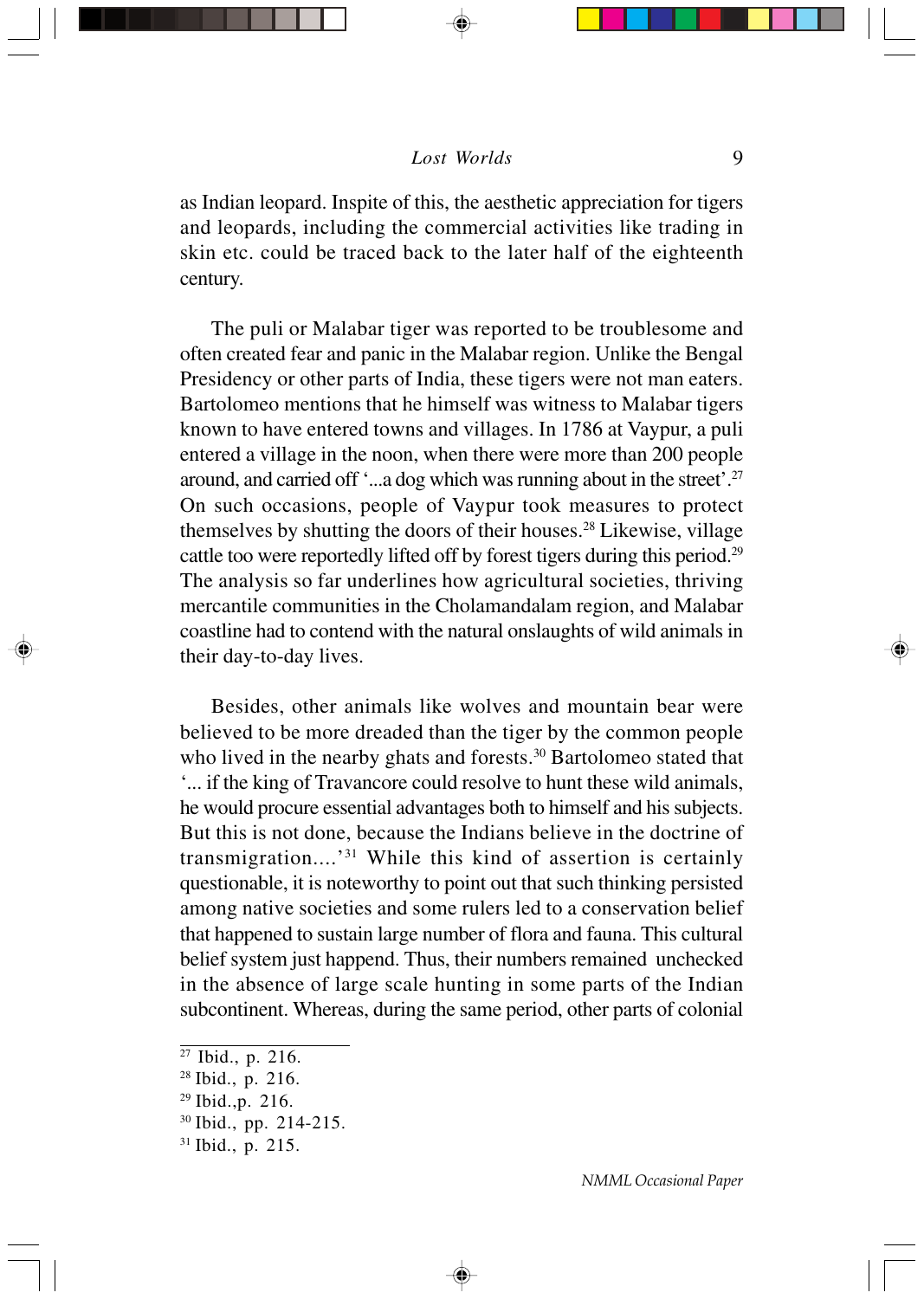as Indian leopard. Inspite of this, the aesthetic appreciation for tigers and leopards, including the commercial activities like trading in skin etc. could be traced back to the later half of the eighteenth century.

The puli or Malabar tiger was reported to be troublesome and often created fear and panic in the Malabar region. Unlike the Bengal Presidency or other parts of India, these tigers were not man eaters. Bartolomeo mentions that he himself was witness to Malabar tigers known to have entered towns and villages. In 1786 at Vaypur, a puli entered a village in the noon, when there were more than 200 people around, and carried off '...a dog which was running about in the street'.[27] On such occasions, people of Vaypur took measures to protect themselves by shutting the doors of their houses.[28] Likewise, village cattle too were reportedly lifted off by forest tigers during this period.[29] The analysis so far underlines how agricultural societies, thriving mercantile communities in the Cholamandalam region, and Malabar coastline had to contend with the natural onslaughts of wild animals in their day-to-day lives.

Besides, other animals like wolves and mountain bear were believed to be more dreaded than the tiger by the common people who lived in the nearby ghats and forests.[30] Bartolomeo stated that '... if the king of Travancore could resolve to hunt these wild animals, he would procure essential advantages both to himself and his subjects. But this is not done, because the Indians believe in the doctrine of transmigration....'[31] While this kind of assertion is certainly questionable, it is noteworthy to point out that such thinking persisted among native societies and some rulers led to a conservation belief that happened to sustain large number of flora and fauna. This cultural belief system just happend. Thus, their numbers remained unchecked in the absence of large scale hunting in some parts of the Indian subcontinent. Whereas, during the same period, other parts of colonial

---

[27] Ibid., p. 216.
[28] Ibid., p. 216.
[29] Ibid.,p. 216.
[30] Ibid., pp. 214-215.
[31] Ibid., p. 215.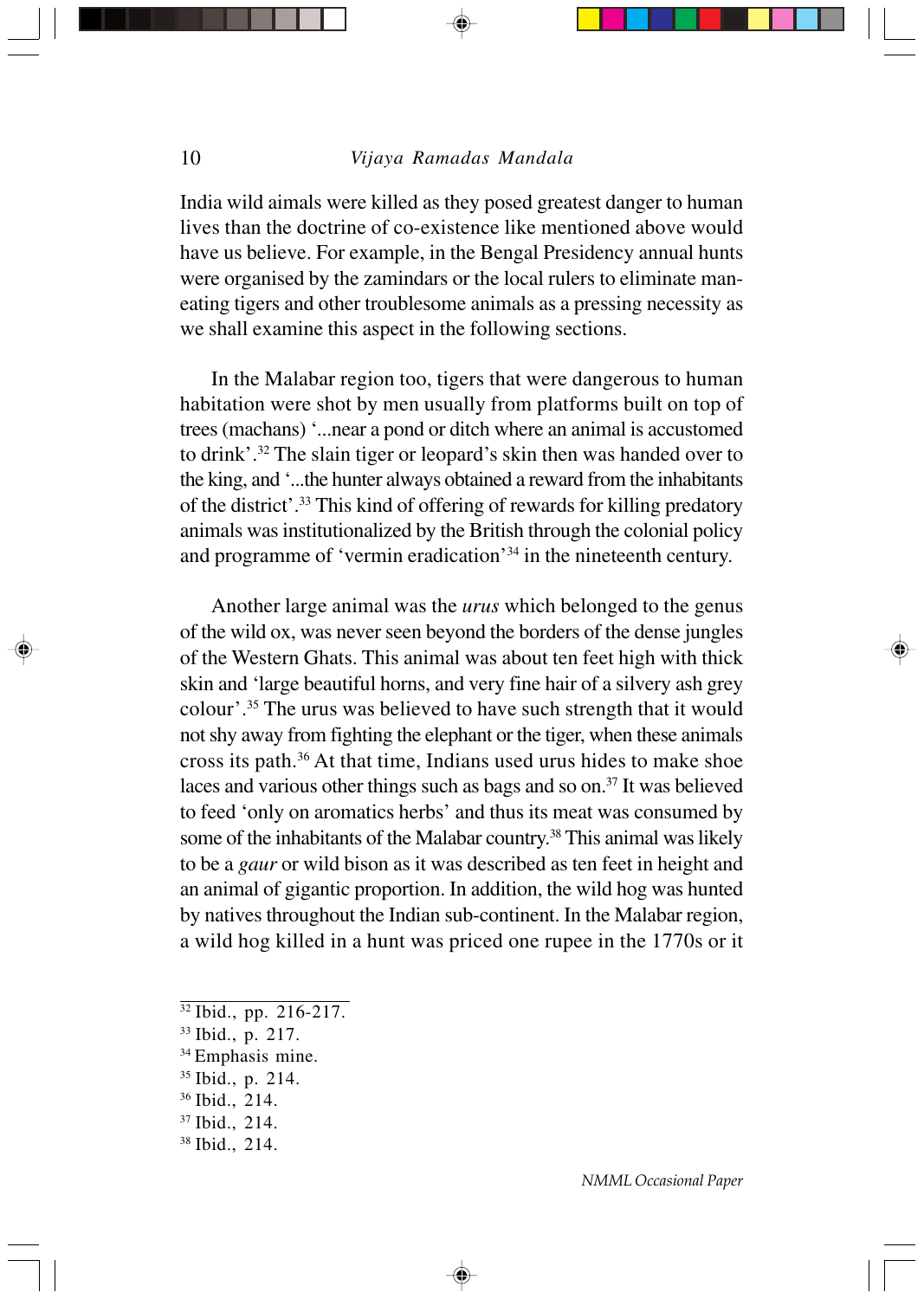India wild aimals were killed as they posed greatest danger to human lives than the doctrine of co-existence like mentioned above would have us believe. For example, in the Bengal Presidency annual hunts were organised by the zamindars or the local rulers to eliminate man-eating tigers and other troublesome animals as a pressing necessity as we shall examine this aspect in the following sections.

In the Malabar region too, tigers that were dangerous to human habitation were shot by men usually from platforms built on top of trees (machans) '...near a pond or ditch where an animal is accustomed to drink'.[32] The slain tiger or leopard's skin then was handed over to the king, and '...the hunter always obtained a reward from the inhabitants of the district'.[33] This kind of offering of rewards for killing predatory animals was institutionalized by the British through the colonial policy and programme of 'vermin eradication'[34] in the nineteenth century.

Another large animal was the *urus* which belonged to the genus of the wild ox, was never seen beyond the borders of the dense jungles of the Western Ghats. This animal was about ten feet high with thick skin and 'large beautiful horns, and very fine hair of a silvery ash grey colour'.[35] The urus was believed to have such strength that it would not shy away from fighting the elephant or the tiger, when these animals cross its path.[36] At that time, Indians used urus hides to make shoe laces and various other things such as bags and so on.[37] It was believed to feed 'only on aromatics herbs' and thus its meat was consumed by some of the inhabitants of the Malabar country.[38] This animal was likely to be a *gaur* or wild bison as it was described as ten feet in height and an animal of gigantic proportion. In addition, the wild hog was hunted by natives throughout the Indian sub-continent. In the Malabar region, a wild hog killed in a hunt was priced one rupee in the 1770s or it

---

[32] Ibid., pp. 216-217.
[33] Ibid., p. 217.
[34] Emphasis mine.
[35] Ibid., p. 214.
[36] Ibid., 214.
[37] Ibid., 214.
[38] Ibid., 214.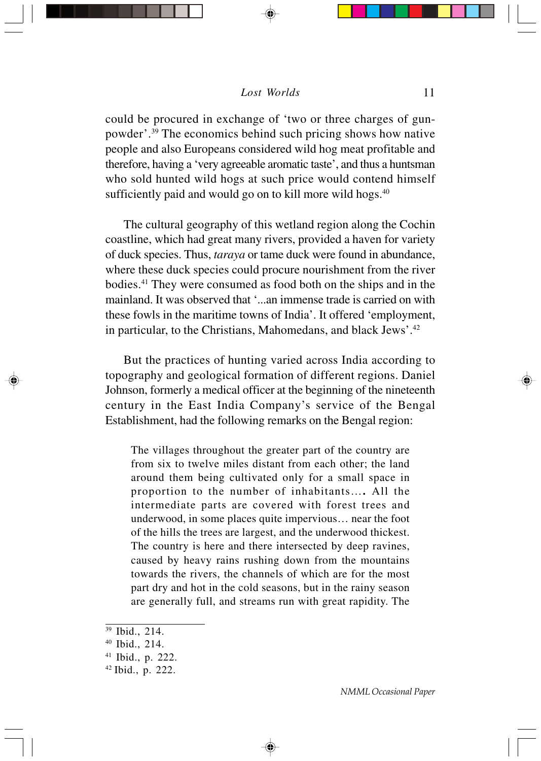could be procured in exchange of 'two or three charges of gun-powder'.[39] The economics behind such pricing shows how native people and also Europeans considered wild hog meat profitable and therefore, having a 'very agreeable aromatic taste', and thus a huntsman who sold hunted wild hogs at such price would contend himself sufficiently paid and would go on to kill more wild hogs.[40]

The cultural geography of this wetland region along the Cochin coastline, which had great many rivers, provided a haven for variety of duck species. Thus, *taraya* or tame duck were found in abundance, where these duck species could procure nourishment from the river bodies.[41] They were consumed as food both on the ships and in the mainland. It was observed that '...an immense trade is carried on with these fowls in the maritime towns of India'. It offered 'employment, in particular, to the Christians, Mahomedans, and black Jews'.[42]

But the practices of hunting varied across India according to topography and geological formation of different regions. Daniel Johnson, formerly a medical officer at the beginning of the nineteenth century in the East India Company's service of the Bengal Establishment, had the following remarks on the Bengal region:

> The villages throughout the greater part of the country are from six to twelve miles distant from each other; the land around them being cultivated only for a small space in proportion to the number of inhabitants…. All the intermediate parts are covered with forest trees and underwood, in some places quite impervious… near the foot of the hills the trees are largest, and the underwood thickest. The country is here and there intersected by deep ravines, caused by heavy rains rushing down from the mountains towards the rivers, the channels of which are for the most part dry and hot in the cold seasons, but in the rainy season are generally full, and streams run with great rapidity. The

---

[39] Ibid., 214.

[40] Ibid., 214.

[41] Ibid., p. 222.

[42] Ibid., p. 222.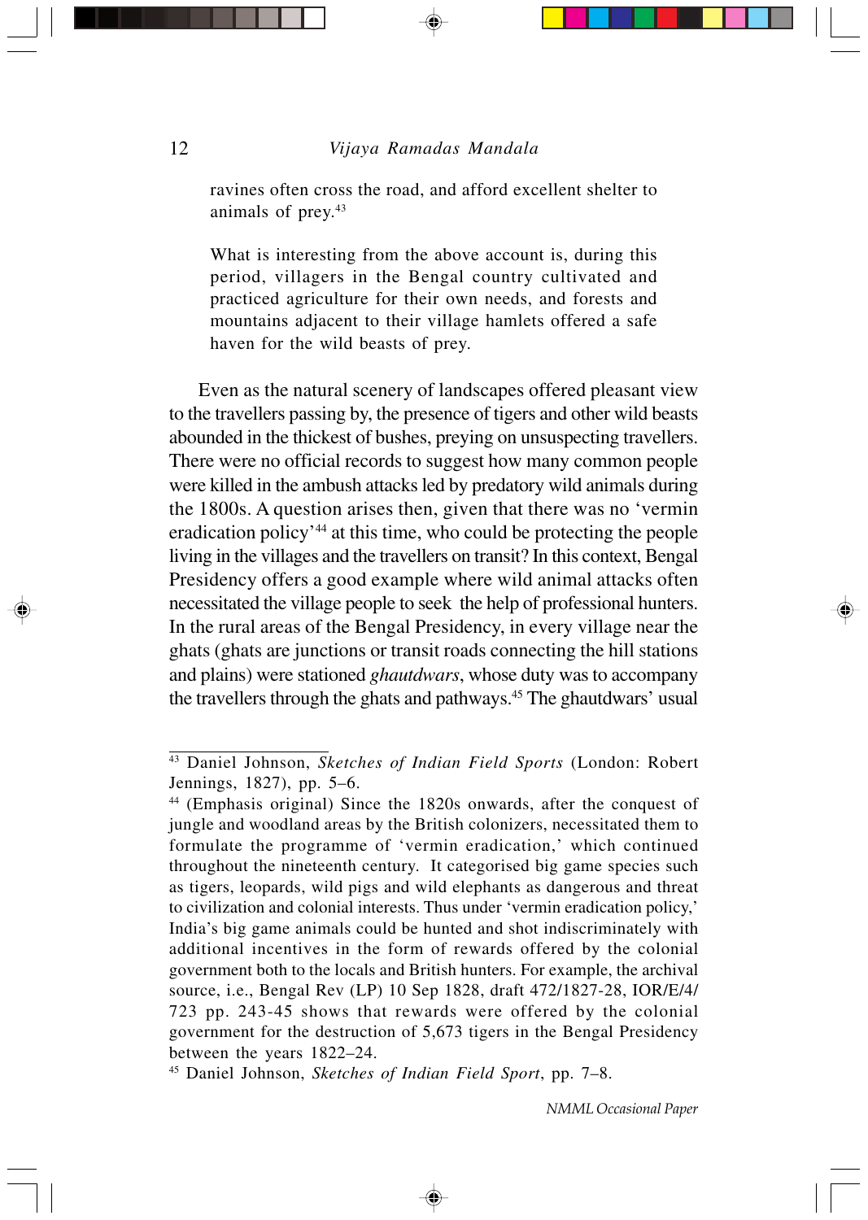> ravines often cross the road, and afford excellent shelter to animals of prey.[43]
>
> What is interesting from the above account is, during this period, villagers in the Bengal country cultivated and practiced agriculture for their own needs, and forests and mountains adjacent to their village hamlets offered a safe haven for the wild beasts of prey.

Even as the natural scenery of landscapes offered pleasant view to the travellers passing by, the presence of tigers and other wild beasts abounded in the thickest of bushes, preying on unsuspecting travellers. There were no official records to suggest how many common people were killed in the ambush attacks led by predatory wild animals during the 1800s. A question arises then, given that there was no 'vermin eradication policy'[44] at this time, who could be protecting the people living in the villages and the travellers on transit? In this context, Bengal Presidency offers a good example where wild animal attacks often necessitated the village people to seek the help of professional hunters. In the rural areas of the Bengal Presidency, in every village near the ghats (ghats are junctions or transit roads connecting the hill stations and plains) were stationed *ghautdwars*, whose duty was to accompany the travellers through the ghats and pathways.[45] The ghautdwars' usual

---

[43] Daniel Johnson, *Sketches of Indian Field Sports* (London: Robert Jennings, 1827), pp. 5–6.

[44] (Emphasis original) Since the 1820s onwards, after the conquest of jungle and woodland areas by the British colonizers, necessitated them to formulate the programme of 'vermin eradication,' which continued throughout the nineteenth century. It categorised big game species such as tigers, leopards, wild pigs and wild elephants as dangerous and threat to civilization and colonial interests. Thus under 'vermin eradication policy,' India's big game animals could be hunted and shot indiscriminately with additional incentives in the form of rewards offered by the colonial government both to the locals and British hunters. For example, the archival source, i.e., Bengal Rev (LP) 10 Sep 1828, draft 472/1827-28, IOR/E/4/723 pp. 243-45 shows that rewards were offered by the colonial government for the destruction of 5,673 tigers in the Bengal Presidency between the years 1822–24.

[45] Daniel Johnson, *Sketches of Indian Field Sport*, pp. 7–8.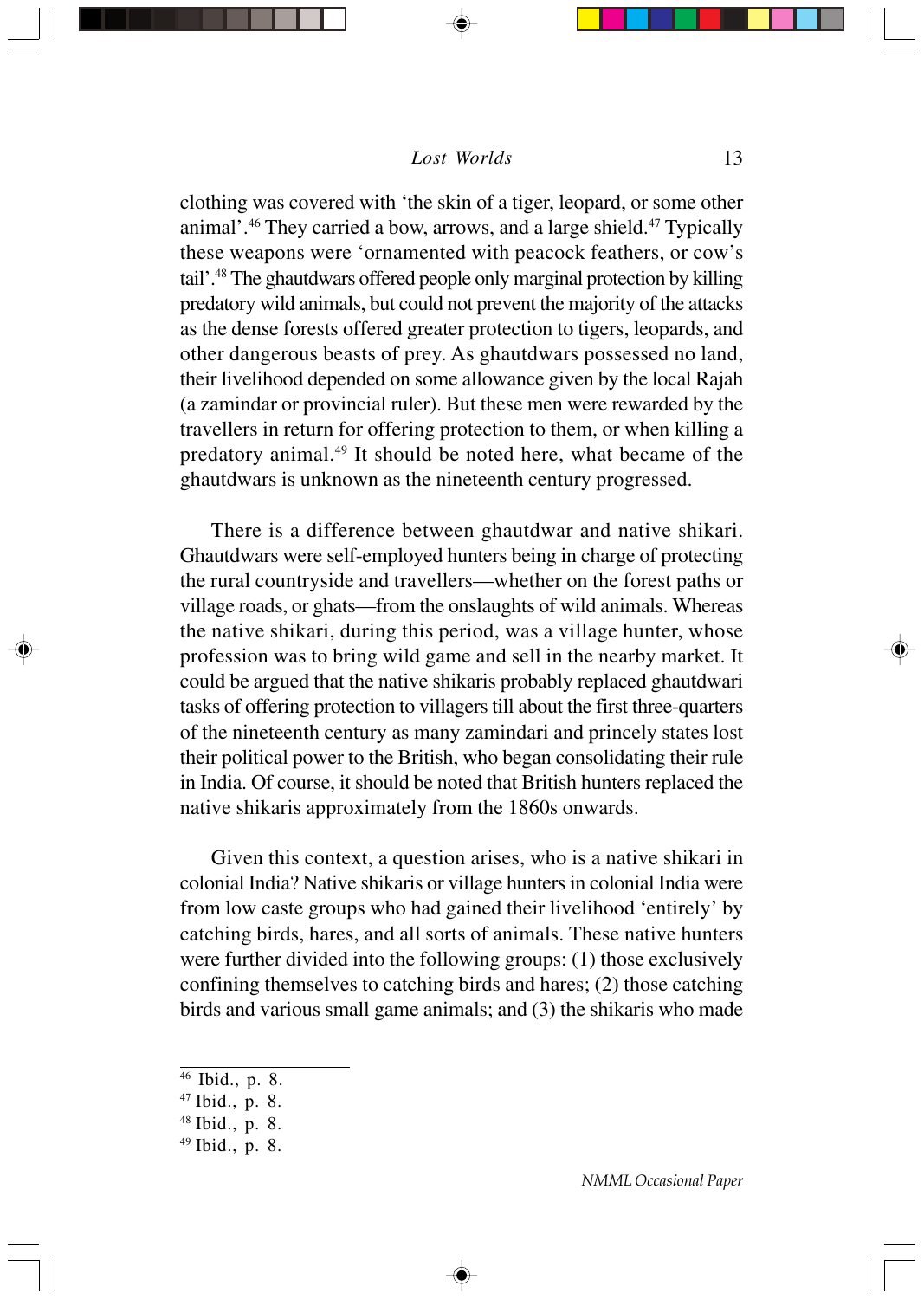clothing was covered with 'the skin of a tiger, leopard, or some other animal'.[46] They carried a bow, arrows, and a large shield.[47] Typically these weapons were 'ornamented with peacock feathers, or cow's tail'.[48] The ghautdwars offered people only marginal protection by killing predatory wild animals, but could not prevent the majority of the attacks as the dense forests offered greater protection to tigers, leopards, and other dangerous beasts of prey. As ghautdwars possessed no land, their livelihood depended on some allowance given by the local Rajah (a zamindar or provincial ruler). But these men were rewarded by the travellers in return for offering protection to them, or when killing a predatory animal.[49] It should be noted here, what became of the ghautdwars is unknown as the nineteenth century progressed.

There is a difference between ghautdwar and native shikari. Ghautdwars were self-employed hunters being in charge of protecting the rural countryside and travellers—whether on the forest paths or village roads, or ghats—from the onslaughts of wild animals. Whereas the native shikari, during this period, was a village hunter, whose profession was to bring wild game and sell in the nearby market. It could be argued that the native shikaris probably replaced ghautdwari tasks of offering protection to villagers till about the first three-quarters of the nineteenth century as many zamindari and princely states lost their political power to the British, who began consolidating their rule in India. Of course, it should be noted that British hunters replaced the native shikaris approximately from the 1860s onwards.

Given this context, a question arises, who is a native shikari in colonial India? Native shikaris or village hunters in colonial India were from low caste groups who had gained their livelihood 'entirely' by catching birds, hares, and all sorts of animals. These native hunters were further divided into the following groups: (1) those exclusively confining themselves to catching birds and hares; (2) those catching birds and various small game animals; and (3) the shikaris who made

---

[46] Ibid., p. 8.

[47] Ibid., p. 8.

[48] Ibid., p. 8.

[49] Ibid., p. 8.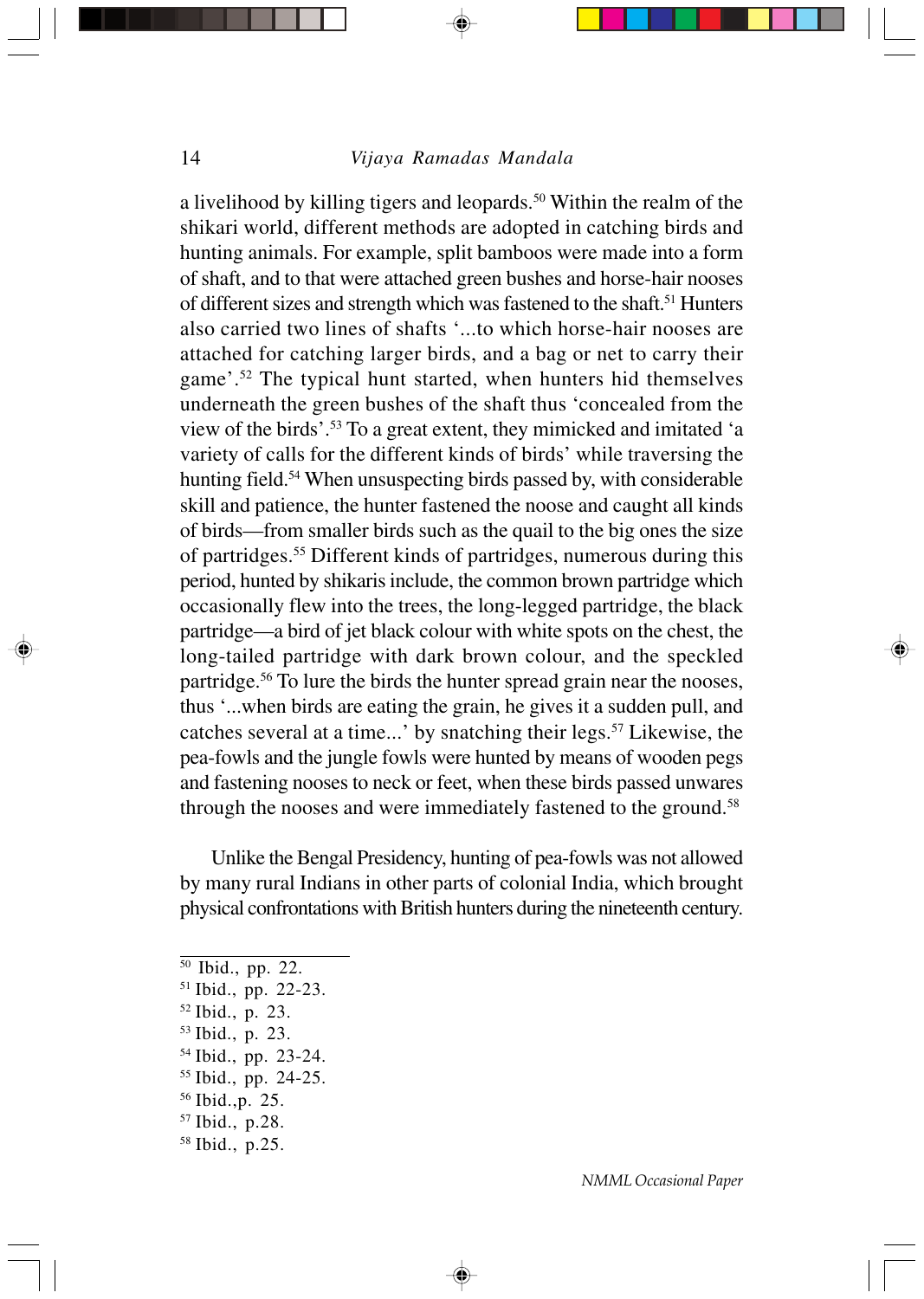a livelihood by killing tigers and leopards.[50] Within the realm of the shikari world, different methods are adopted in catching birds and hunting animals. For example, split bamboos were made into a form of shaft, and to that were attached green bushes and horse-hair nooses of different sizes and strength which was fastened to the shaft.[51] Hunters also carried two lines of shafts '...to which horse-hair nooses are attached for catching larger birds, and a bag or net to carry their game'.[52] The typical hunt started, when hunters hid themselves underneath the green bushes of the shaft thus 'concealed from the view of the birds'.[53] To a great extent, they mimicked and imitated 'a variety of calls for the different kinds of birds' while traversing the hunting field.[54] When unsuspecting birds passed by, with considerable skill and patience, the hunter fastened the noose and caught all kinds of birds—from smaller birds such as the quail to the big ones the size of partridges.[55] Different kinds of partridges, numerous during this period, hunted by shikaris include, the common brown partridge which occasionally flew into the trees, the long-legged partridge, the black partridge—a bird of jet black colour with white spots on the chest, the long-tailed partridge with dark brown colour, and the speckled partridge.[56] To lure the birds the hunter spread grain near the nooses, thus '...when birds are eating the grain, he gives it a sudden pull, and catches several at a time...' by snatching their legs.[57] Likewise, the pea-fowls and the jungle fowls were hunted by means of wooden pegs and fastening nooses to neck or feet, when these birds passed unwares through the nooses and were immediately fastened to the ground.[58]

Unlike the Bengal Presidency, hunting of pea-fowls was not allowed by many rural Indians in other parts of colonial India, which brought physical confrontations with British hunters during the nineteenth century.

---

[50] Ibid., pp. 22.
[51] Ibid., pp. 22-23.
[52] Ibid., p. 23.
[53] Ibid., p. 23.
[54] Ibid., pp. 23-24.
[55] Ibid., pp. 24-25.
[56] Ibid.,p. 25.
[57] Ibid., p.28.
[58] Ibid., p.25.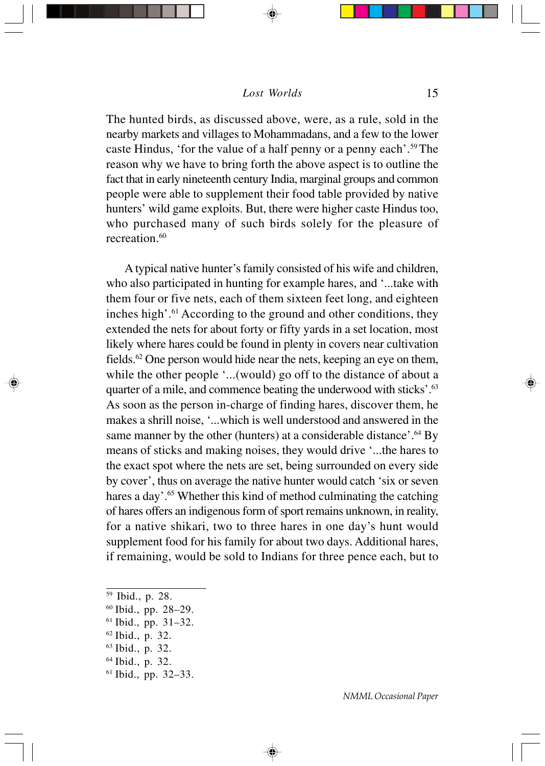The hunted birds, as discussed above, were, as a rule, sold in the nearby markets and villages to Mohammadans, and a few to the lower caste Hindus, 'for the value of a half penny or a penny each'.[59] The reason why we have to bring forth the above aspect is to outline the fact that in early nineteenth century India, marginal groups and common people were able to supplement their food table provided by native hunters' wild game exploits. But, there were higher caste Hindus too, who purchased many of such birds solely for the pleasure of recreation.[60]

A typical native hunter's family consisted of his wife and children, who also participated in hunting for example hares, and '...take with them four or five nets, each of them sixteen feet long, and eighteen inches high'.[61] According to the ground and other conditions, they extended the nets for about forty or fifty yards in a set location, most likely where hares could be found in plenty in covers near cultivation fields.[62] One person would hide near the nets, keeping an eye on them, while the other people '...(would) go off to the distance of about a quarter of a mile, and commence beating the underwood with sticks'.[63] As soon as the person in-charge of finding hares, discover them, he makes a shrill noise, '...which is well understood and answered in the same manner by the other (hunters) at a considerable distance'.[64] By means of sticks and making noises, they would drive '...the hares to the exact spot where the nets are set, being surrounded on every side by cover', thus on average the native hunter would catch 'six or seven hares a day'.[65] Whether this kind of method culminating the catching of hares offers an indigenous form of sport remains unknown, in reality, for a native shikari, two to three hares in one day's hunt would supplement food for his family for about two days. Additional hares, if remaining, would be sold to Indians for three pence each, but to

---

[59] Ibid., p. 28.

[60] Ibid., pp. 28–29.

[61] Ibid., pp. 31–32.

[62] Ibid., p. 32.

[63] Ibid., p. 32.

[64] Ibid., p. 32.

[61] Ibid., pp. 32–33.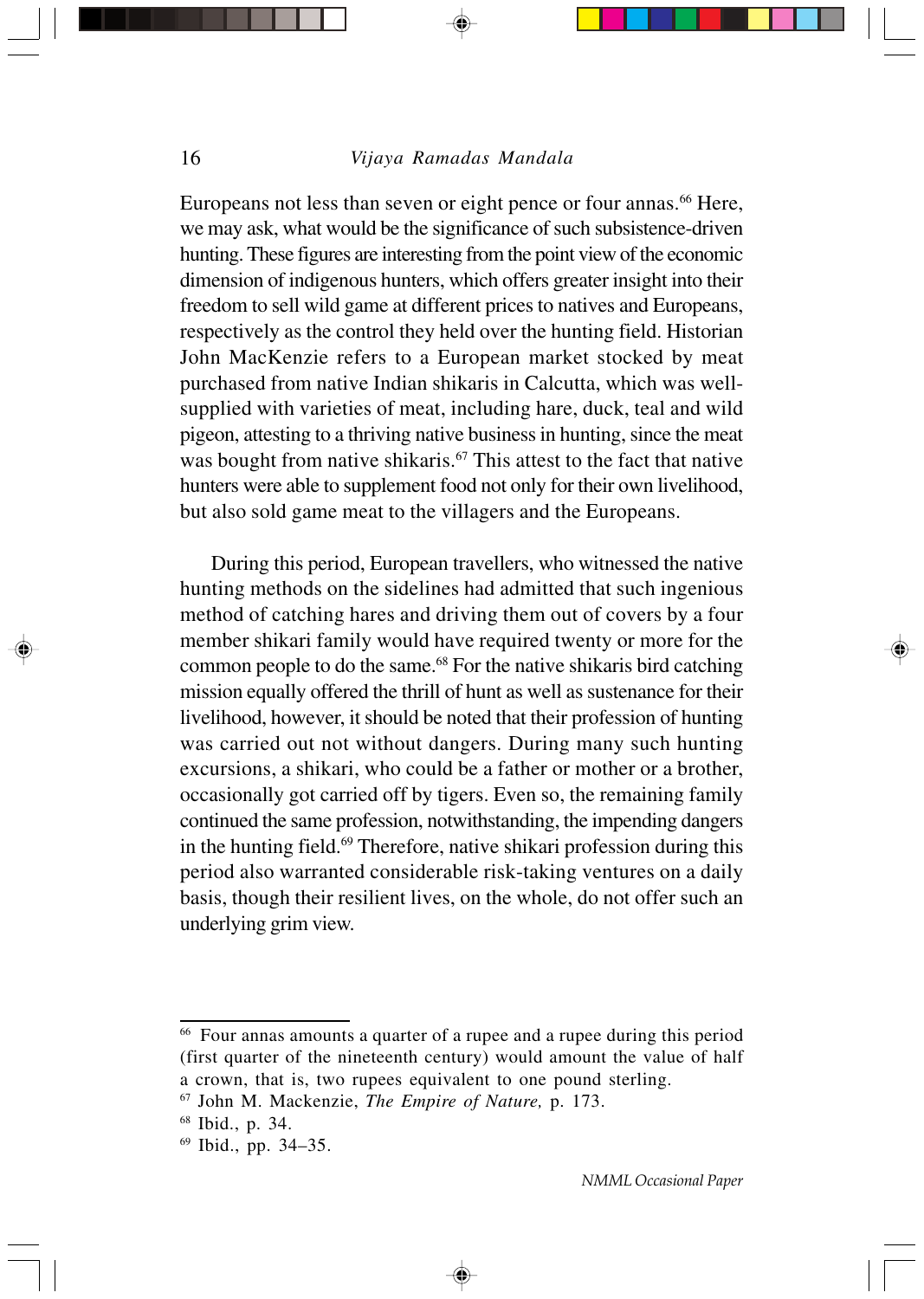Europeans not less than seven or eight pence or four annas.[66] Here, we may ask, what would be the significance of such subsistence-driven hunting. These figures are interesting from the point view of the economic dimension of indigenous hunters, which offers greater insight into their freedom to sell wild game at different prices to natives and Europeans, respectively as the control they held over the hunting field. Historian John MacKenzie refers to a European market stocked by meat purchased from native Indian shikaris in Calcutta, which was well-supplied with varieties of meat, including hare, duck, teal and wild pigeon, attesting to a thriving native business in hunting, since the meat was bought from native shikaris.[67] This attest to the fact that native hunters were able to supplement food not only for their own livelihood, but also sold game meat to the villagers and the Europeans.

During this period, European travellers, who witnessed the native hunting methods on the sidelines had admitted that such ingenious method of catching hares and driving them out of covers by a four member shikari family would have required twenty or more for the common people to do the same.[68] For the native shikaris bird catching mission equally offered the thrill of hunt as well as sustenance for their livelihood, however, it should be noted that their profession of hunting was carried out not without dangers. During many such hunting excursions, a shikari, who could be a father or mother or a brother, occasionally got carried off by tigers. Even so, the remaining family continued the same profession, notwithstanding, the impending dangers in the hunting field.[69] Therefore, native shikari profession during this period also warranted considerable risk-taking ventures on a daily basis, though their resilient lives, on the whole, do not offer such an underlying grim view.

---

[66] Four annas amounts a quarter of a rupee and a rupee during this period (first quarter of the nineteenth century) would amount the value of half a crown, that is, two rupees equivalent to one pound sterling.

[67] John M. Mackenzie, *The Empire of Nature,* p. 173.

[68] Ibid., p. 34.

[69] Ibid., pp. 34–35.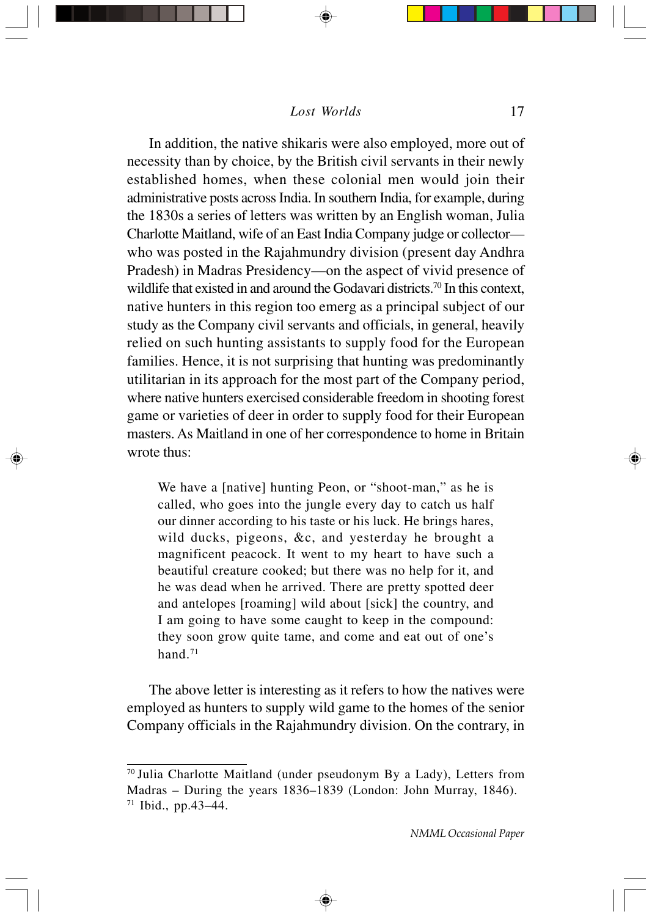In addition, the native shikaris were also employed, more out of necessity than by choice, by the British civil servants in their newly established homes, when these colonial men would join their administrative posts across India. In southern India, for example, during the 1830s a series of letters was written by an English woman, Julia Charlotte Maitland, wife of an East India Company judge or collector—who was posted in the Rajahmundry division (present day Andhra Pradesh) in Madras Presidency—on the aspect of vivid presence of wildlife that existed in and around the Godavari districts.[70] In this context, native hunters in this region too emerg as a principal subject of our study as the Company civil servants and officials, in general, heavily relied on such hunting assistants to supply food for the European families. Hence, it is not surprising that hunting was predominantly utilitarian in its approach for the most part of the Company period, where native hunters exercised considerable freedom in shooting forest game or varieties of deer in order to supply food for their European masters. As Maitland in one of her correspondence to home in Britain wrote thus:

> We have a [native] hunting Peon, or "shoot-man," as he is called, who goes into the jungle every day to catch us half our dinner according to his taste or his luck. He brings hares, wild ducks, pigeons, &c, and yesterday he brought a magnificent peacock. It went to my heart to have such a beautiful creature cooked; but there was no help for it, and he was dead when he arrived. There are pretty spotted deer and antelopes [roaming] wild about [sick] the country, and I am going to have some caught to keep in the compound: they soon grow quite tame, and come and eat out of one's hand.[71]

The above letter is interesting as it refers to how the natives were employed as hunters to supply wild game to the homes of the senior Company officials in the Rajahmundry division. On the contrary, in

---

[70] Julia Charlotte Maitland (under pseudonym By a Lady), Letters from Madras – During the years 1836–1839 (London: John Murray, 1846).

[71] Ibid., pp.43–44.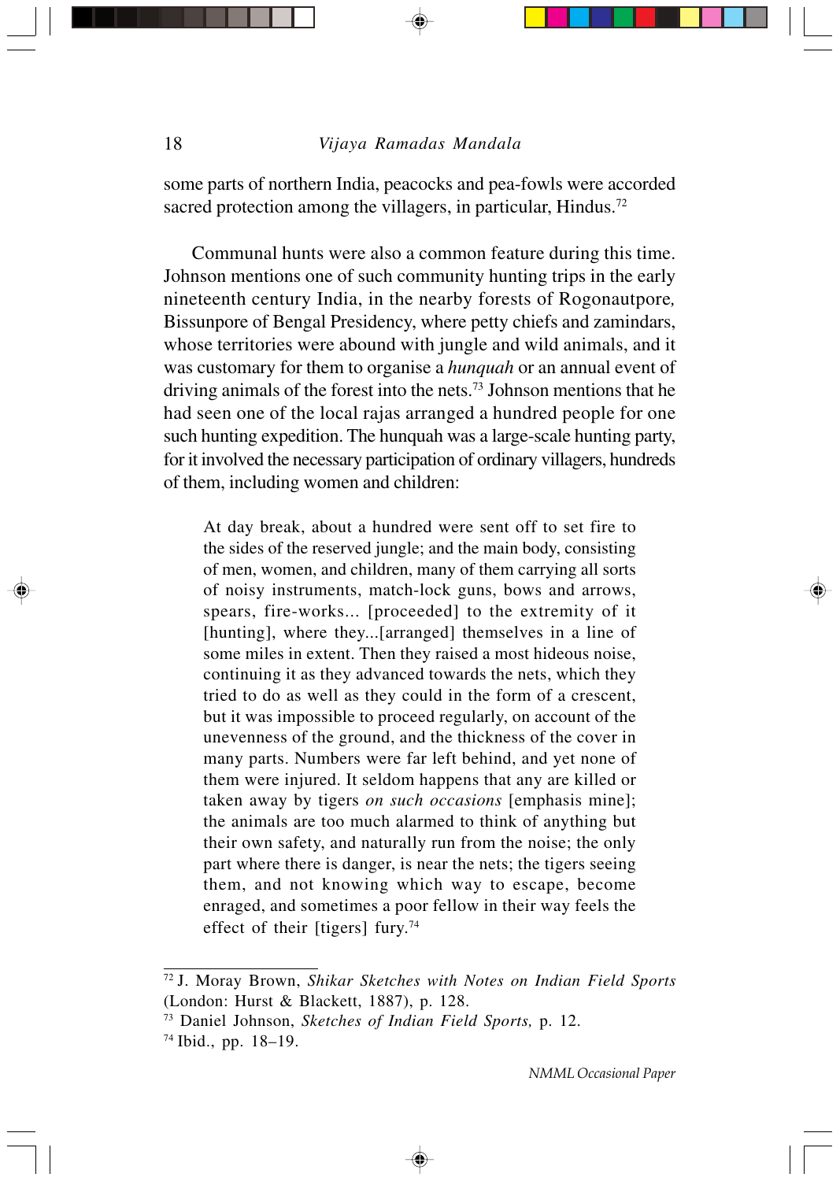some parts of northern India, peacocks and pea-fowls were accorded sacred protection among the villagers, in particular, Hindus.[72]

Communal hunts were also a common feature during this time. Johnson mentions one of such community hunting trips in the early nineteenth century India, in the nearby forests of Rogonautpore, Bissunpore of Bengal Presidency, where petty chiefs and zamindars, whose territories were abound with jungle and wild animals, and it was customary for them to organise a *hunquah* or an annual event of driving animals of the forest into the nets.[73] Johnson mentions that he had seen one of the local rajas arranged a hundred people for one such hunting expedition. The hunquah was a large-scale hunting party, for it involved the necessary participation of ordinary villagers, hundreds of them, including women and children:

> At day break, about a hundred were sent off to set fire to the sides of the reserved jungle; and the main body, consisting of men, women, and children, many of them carrying all sorts of noisy instruments, match-lock guns, bows and arrows, spears, fire-works... [proceeded] to the extremity of it [hunting], where they...[arranged] themselves in a line of some miles in extent. Then they raised a most hideous noise, continuing it as they advanced towards the nets, which they tried to do as well as they could in the form of a crescent, but it was impossible to proceed regularly, on account of the unevenness of the ground, and the thickness of the cover in many parts. Numbers were far left behind, and yet none of them were injured. It seldom happens that any are killed or taken away by tigers *on such occasions* [emphasis mine]; the animals are too much alarmed to think of anything but their own safety, and naturally run from the noise; the only part where there is danger, is near the nets; the tigers seeing them, and not knowing which way to escape, become enraged, and sometimes a poor fellow in their way feels the effect of their [tigers] fury.[74]

---

[72] J. Moray Brown, *Shikar Sketches with Notes on Indian Field Sports* (London: Hurst & Blackett, 1887), p. 128.

[73] Daniel Johnson, *Sketches of Indian Field Sports,* p. 12.

[74] Ibid., pp. 18–19.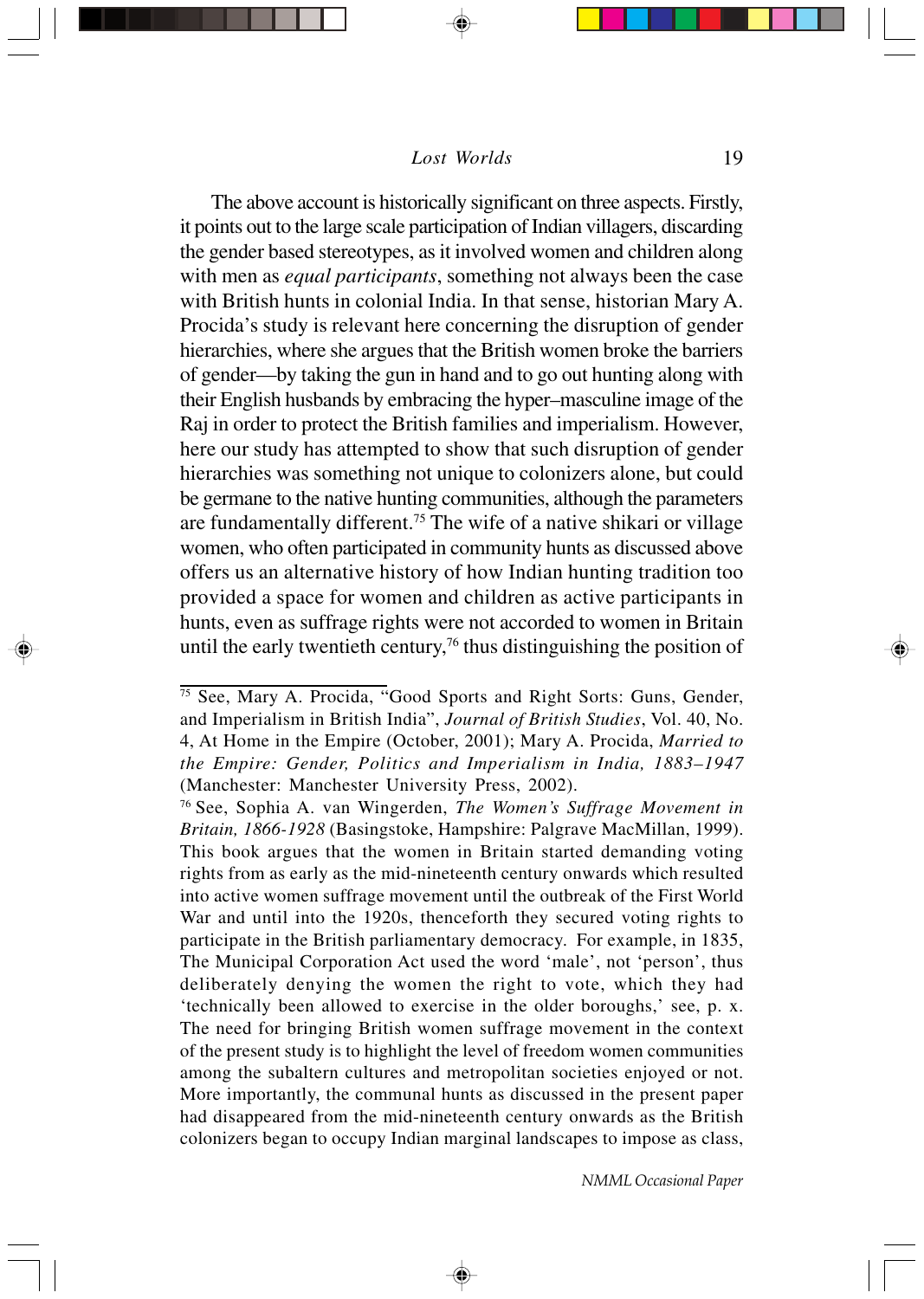The above account is historically significant on three aspects. Firstly, it points out to the large scale participation of Indian villagers, discarding the gender based stereotypes, as it involved women and children along with men as *equal participants*, something not always been the case with British hunts in colonial India. In that sense, historian Mary A. Procida's study is relevant here concerning the disruption of gender hierarchies, where she argues that the British women broke the barriers of gender—by taking the gun in hand and to go out hunting along with their English husbands by embracing the hyper–masculine image of the Raj in order to protect the British families and imperialism. However, here our study has attempted to show that such disruption of gender hierarchies was something not unique to colonizers alone, but could be germane to the native hunting communities, although the parameters are fundamentally different.[75] The wife of a native shikari or village women, who often participated in community hunts as discussed above offers us an alternative history of how Indian hunting tradition too provided a space for women and children as active participants in hunts, even as suffrage rights were not accorded to women in Britain until the early twentieth century,[76] thus distinguishing the position of

---

[75] See, Mary A. Procida, "Good Sports and Right Sorts: Guns, Gender, and Imperialism in British India", *Journal of British Studies*, Vol. 40, No. 4, At Home in the Empire (October, 2001); Mary A. Procida, *Married to the Empire: Gender, Politics and Imperialism in India, 1883–1947* (Manchester: Manchester University Press, 2002).

[76] See, Sophia A. van Wingerden, *The Women's Suffrage Movement in Britain, 1866-1928* (Basingstoke, Hampshire: Palgrave MacMillan, 1999). This book argues that the women in Britain started demanding voting rights from as early as the mid-nineteenth century onwards which resulted into active women suffrage movement until the outbreak of the First World War and until into the 1920s, thenceforth they secured voting rights to participate in the British parliamentary democracy. For example, in 1835, The Municipal Corporation Act used the word 'male', not 'person', thus deliberately denying the women the right to vote, which they had 'technically been allowed to exercise in the older boroughs,' see, p. x. The need for bringing British women suffrage movement in the context of the present study is to highlight the level of freedom women communities among the subaltern cultures and metropolitan societies enjoyed or not. More importantly, the communal hunts as discussed in the present paper had disappeared from the mid-nineteenth century onwards as the British colonizers began to occupy Indian marginal landscapes to impose as class,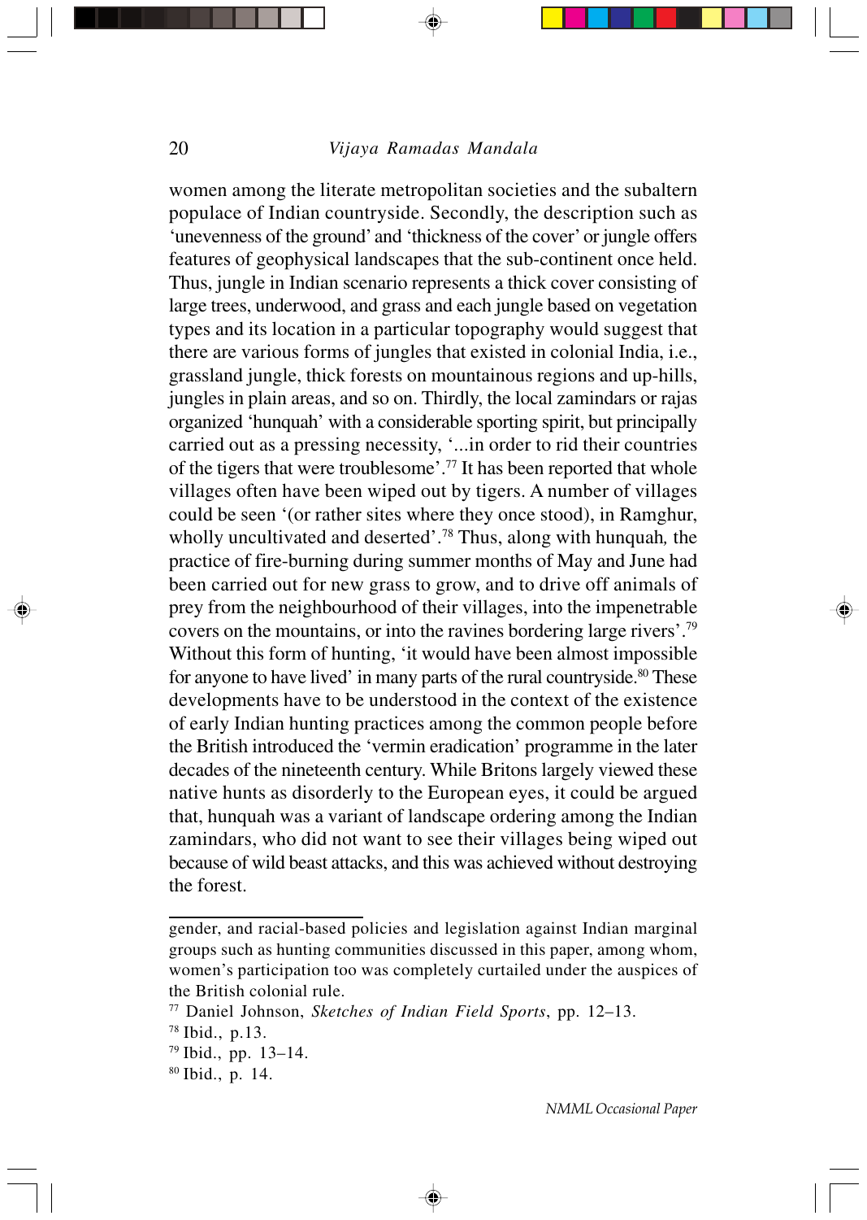women among the literate metropolitan societies and the subaltern populace of Indian countryside. Secondly, the description such as 'unevenness of the ground' and 'thickness of the cover' or jungle offers features of geophysical landscapes that the sub-continent once held. Thus, jungle in Indian scenario represents a thick cover consisting of large trees, underwood, and grass and each jungle based on vegetation types and its location in a particular topography would suggest that there are various forms of jungles that existed in colonial India, i.e., grassland jungle, thick forests on mountainous regions and up-hills, jungles in plain areas, and so on. Thirdly, the local zamindars or rajas organized 'hunquah' with a considerable sporting spirit, but principally carried out as a pressing necessity, '...in order to rid their countries of the tigers that were troublesome'.[77] It has been reported that whole villages often have been wiped out by tigers. A number of villages could be seen '(or rather sites where they once stood), in Ramghur, wholly uncultivated and deserted'.[78] Thus, along with hunquah*,* the practice of fire-burning during summer months of May and June had been carried out for new grass to grow, and to drive off animals of prey from the neighbourhood of their villages, into the impenetrable covers on the mountains, or into the ravines bordering large rivers'.[79] Without this form of hunting, 'it would have been almost impossible for anyone to have lived' in many parts of the rural countryside.[80] These developments have to be understood in the context of the existence of early Indian hunting practices among the common people before the British introduced the 'vermin eradication' programme in the later decades of the nineteenth century. While Britons largely viewed these native hunts as disorderly to the European eyes, it could be argued that, hunquah was a variant of landscape ordering among the Indian zamindars, who did not want to see their villages being wiped out because of wild beast attacks, and this was achieved without destroying the forest.

---

gender, and racial-based policies and legislation against Indian marginal groups such as hunting communities discussed in this paper, among whom, women's participation too was completely curtailed under the auspices of the British colonial rule.

[77] Daniel Johnson, *Sketches of Indian Field Sports*, pp. 12–13.

[78] Ibid., p.13.

[79] Ibid., pp. 13–14.

[80] Ibid., p. 14.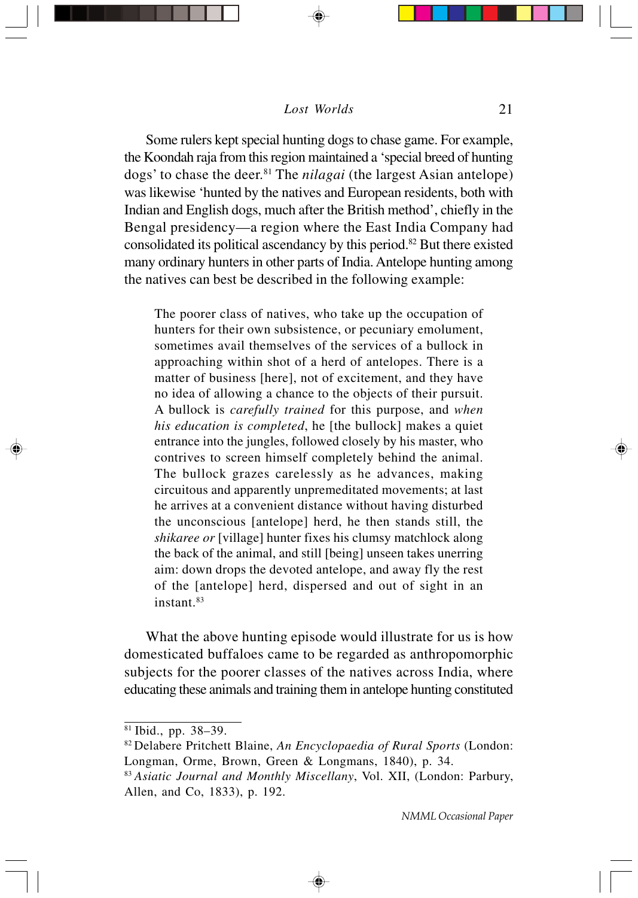Some rulers kept special hunting dogs to chase game. For example, the Koondah raja from this region maintained a 'special breed of hunting dogs' to chase the deer.[81] The *nilagai* (the largest Asian antelope) was likewise 'hunted by the natives and European residents, both with Indian and English dogs, much after the British method', chiefly in the Bengal presidency—a region where the East India Company had consolidated its political ascendancy by this period.[82] But there existed many ordinary hunters in other parts of India. Antelope hunting among the natives can best be described in the following example:

> The poorer class of natives, who take up the occupation of hunters for their own subsistence, or pecuniary emolument, sometimes avail themselves of the services of a bullock in approaching within shot of a herd of antelopes. There is a matter of business [here], not of excitement, and they have no idea of allowing a chance to the objects of their pursuit. A bullock is *carefully trained* for this purpose, and *when his education is completed*, he [the bullock] makes a quiet entrance into the jungles, followed closely by his master, who contrives to screen himself completely behind the animal. The bullock grazes carelessly as he advances, making circuitous and apparently unpremeditated movements; at last he arrives at a convenient distance without having disturbed the unconscious [antelope] herd, he then stands still, the *shikaree or* [village] hunter fixes his clumsy matchlock along the back of the animal, and still [being] unseen takes unerring aim: down drops the devoted antelope, and away fly the rest of the [antelope] herd, dispersed and out of sight in an instant.[83]

What the above hunting episode would illustrate for us is how domesticated buffaloes came to be regarded as anthropomorphic subjects for the poorer classes of the natives across India, where educating these animals and training them in antelope hunting constituted

---

[81] Ibid., pp. 38–39.

[82] Delabere Pritchett Blaine, *An Encyclopaedia of Rural Sports* (London: Longman, Orme, Brown, Green & Longmans, 1840), p. 34.

[83] *Asiatic Journal and Monthly Miscellany*, Vol. XII, (London: Parbury, Allen, and Co, 1833), p. 192.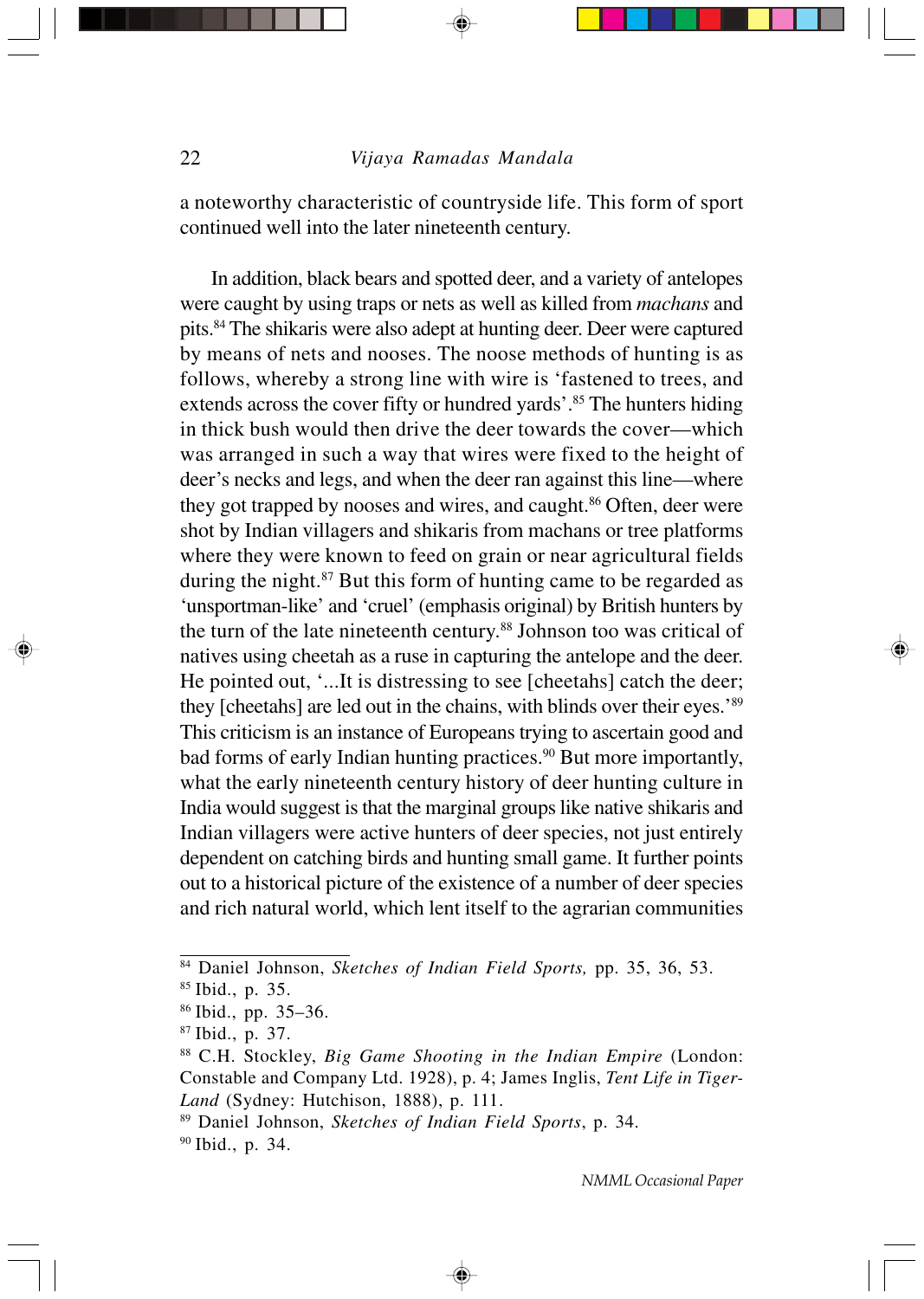a noteworthy characteristic of countryside life. This form of sport continued well into the later nineteenth century.

In addition, black bears and spotted deer, and a variety of antelopes were caught by using traps or nets as well as killed from *machans* and pits.[84] The shikaris were also adept at hunting deer. Deer were captured by means of nets and nooses. The noose methods of hunting is as follows, whereby a strong line with wire is 'fastened to trees, and extends across the cover fifty or hundred yards'.[85] The hunters hiding in thick bush would then drive the deer towards the cover—which was arranged in such a way that wires were fixed to the height of deer's necks and legs, and when the deer ran against this line—where they got trapped by nooses and wires, and caught.[86] Often, deer were shot by Indian villagers and shikaris from machans or tree platforms where they were known to feed on grain or near agricultural fields during the night.[87] But this form of hunting came to be regarded as 'unsportman-like' and 'cruel' (emphasis original) by British hunters by the turn of the late nineteenth century.[88] Johnson too was critical of natives using cheetah as a ruse in capturing the antelope and the deer. He pointed out, '...It is distressing to see [cheetahs] catch the deer; they [cheetahs] are led out in the chains, with blinds over their eyes.'[89] This criticism is an instance of Europeans trying to ascertain good and bad forms of early Indian hunting practices.[90] But more importantly, what the early nineteenth century history of deer hunting culture in India would suggest is that the marginal groups like native shikaris and Indian villagers were active hunters of deer species, not just entirely dependent on catching birds and hunting small game. It further points out to a historical picture of the existence of a number of deer species and rich natural world, which lent itself to the agrarian communities

---

[84] Daniel Johnson, *Sketches of Indian Field Sports,* pp. 35, 36, 53.

[85] Ibid., p. 35.

[86] Ibid., pp. 35–36.

[87] Ibid., p. 37.

[88] C.H. Stockley, *Big Game Shooting in the Indian Empire* (London: Constable and Company Ltd. 1928), p. 4; James Inglis, *Tent Life in Tiger-Land* (Sydney: Hutchison, 1888), p. 111.

[89] Daniel Johnson, *Sketches of Indian Field Sports*, p. 34.

[90] Ibid., p. 34.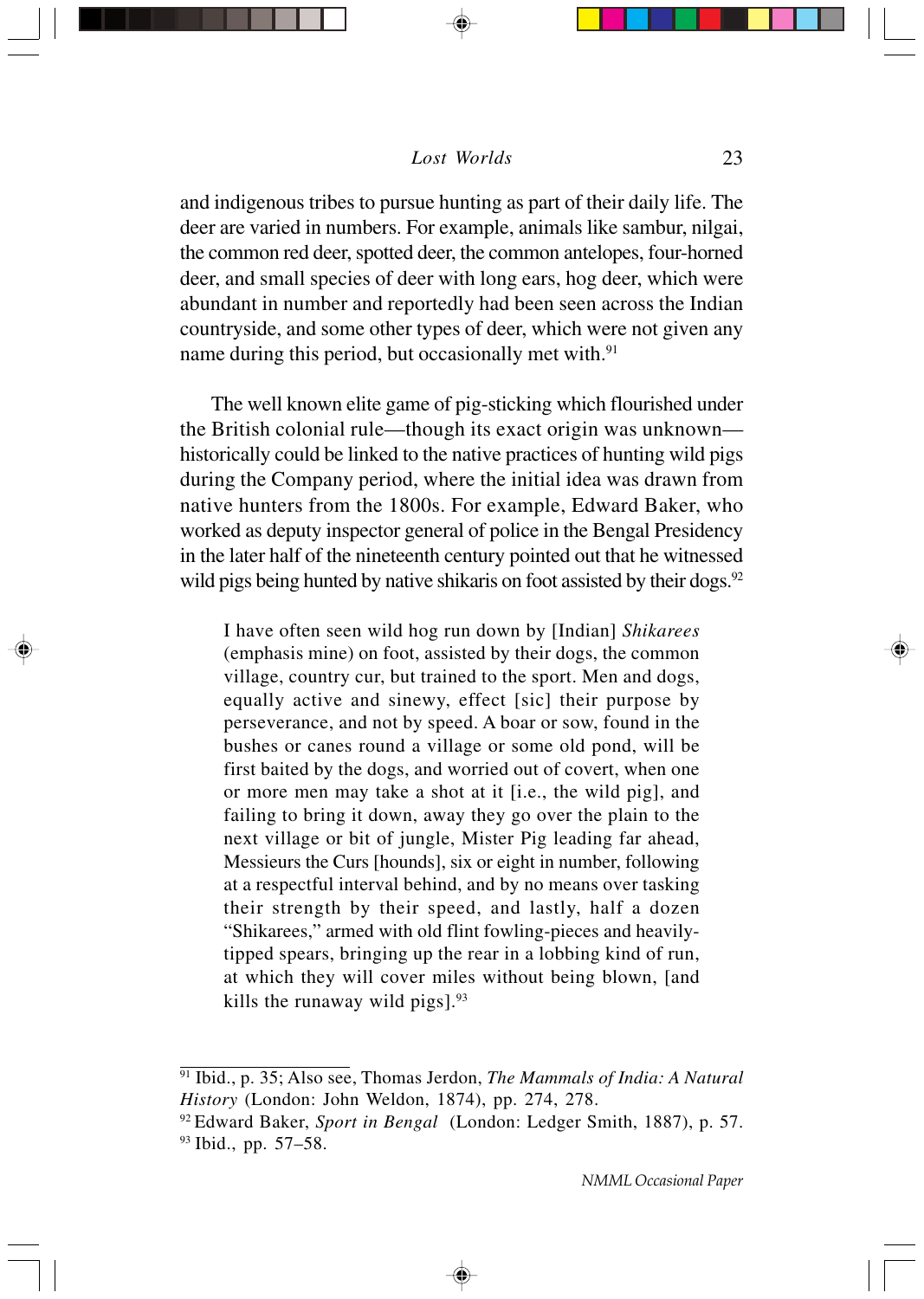and indigenous tribes to pursue hunting as part of their daily life. The deer are varied in numbers. For example, animals like sambur, nilgai, the common red deer, spotted deer, the common antelopes, four-horned deer, and small species of deer with long ears, hog deer, which were abundant in number and reportedly had been seen across the Indian countryside, and some other types of deer, which were not given any name during this period, but occasionally met with.[91]

The well known elite game of pig-sticking which flourished under the British colonial rule—though its exact origin was unknown—historically could be linked to the native practices of hunting wild pigs during the Company period, where the initial idea was drawn from native hunters from the 1800s. For example, Edward Baker, who worked as deputy inspector general of police in the Bengal Presidency in the later half of the nineteenth century pointed out that he witnessed wild pigs being hunted by native shikaris on foot assisted by their dogs.[92]

> I have often seen wild hog run down by [Indian] *Shikarees* (emphasis mine) on foot, assisted by their dogs, the common village, country cur, but trained to the sport. Men and dogs, equally active and sinewy, effect [sic] their purpose by perseverance, and not by speed. A boar or sow, found in the bushes or canes round a village or some old pond, will be first baited by the dogs, and worried out of covert, when one or more men may take a shot at it [i.e., the wild pig], and failing to bring it down, away they go over the plain to the next village or bit of jungle, Mister Pig leading far ahead, Messieurs the Curs [hounds], six or eight in number, following at a respectful interval behind, and by no means over tasking their strength by their speed, and lastly, half a dozen "Shikarees," armed with old flint fowling-pieces and heavily-tipped spears, bringing up the rear in a lobbing kind of run, at which they will cover miles without being blown, [and kills the runaway wild pigs].[93]

---

[91] Ibid., p. 35; Also see, Thomas Jerdon, *The Mammals of India: A Natural History* (London: John Weldon, 1874), pp. 274, 278.

[92] Edward Baker, *Sport in Bengal* (London: Ledger Smith, 1887), p. 57.

[93] Ibid., pp. 57–58.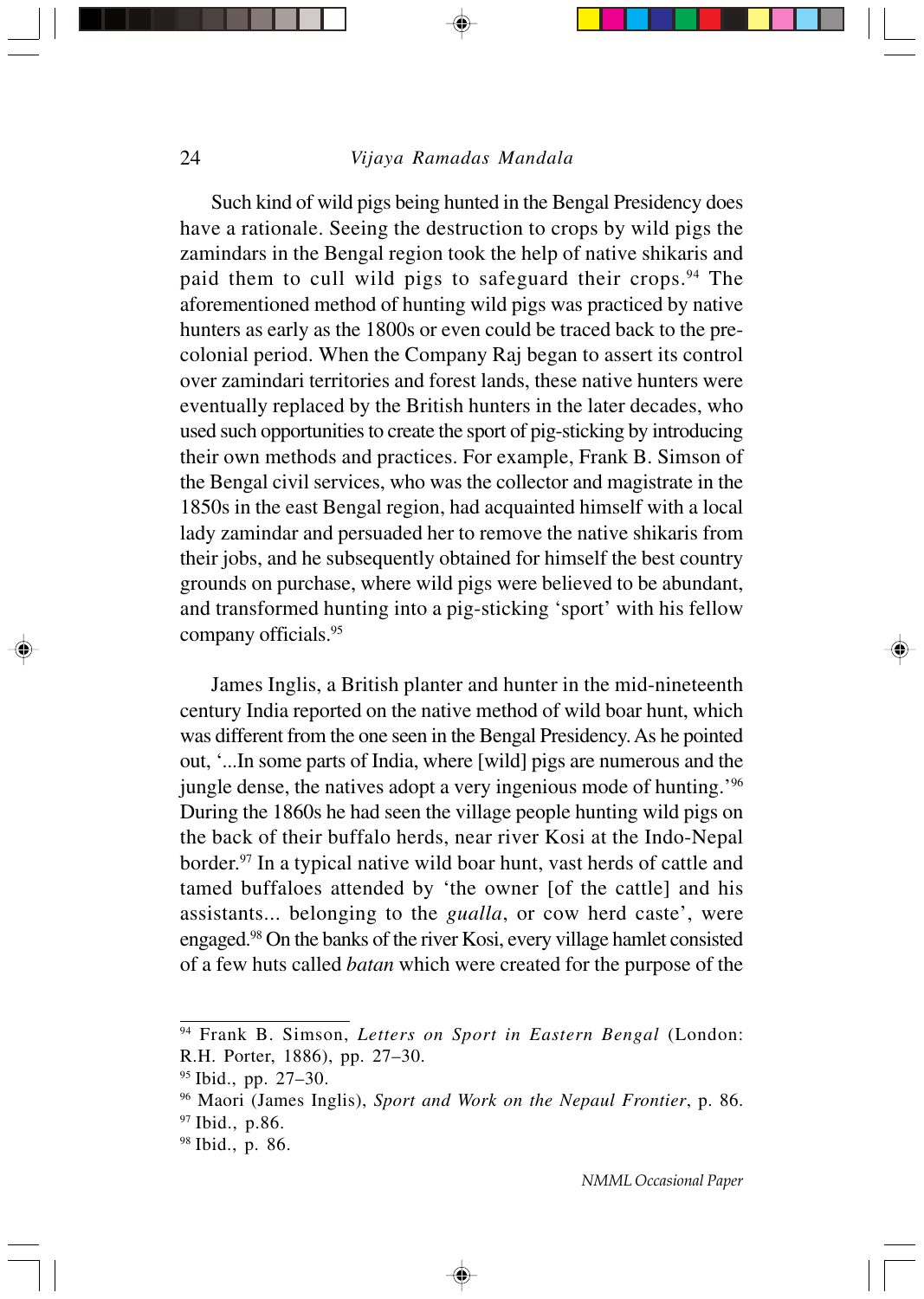Such kind of wild pigs being hunted in the Bengal Presidency does have a rationale. Seeing the destruction to crops by wild pigs the zamindars in the Bengal region took the help of native shikaris and paid them to cull wild pigs to safeguard their crops.[94] The aforementioned method of hunting wild pigs was practiced by native hunters as early as the 1800s or even could be traced back to the pre-colonial period. When the Company Raj began to assert its control over zamindari territories and forest lands, these native hunters were eventually replaced by the British hunters in the later decades, who used such opportunities to create the sport of pig-sticking by introducing their own methods and practices. For example, Frank B. Simson of the Bengal civil services, who was the collector and magistrate in the 1850s in the east Bengal region, had acquainted himself with a local lady zamindar and persuaded her to remove the native shikaris from their jobs, and he subsequently obtained for himself the best country grounds on purchase, where wild pigs were believed to be abundant, and transformed hunting into a pig-sticking 'sport' with his fellow company officials.[95]

James Inglis, a British planter and hunter in the mid-nineteenth century India reported on the native method of wild boar hunt, which was different from the one seen in the Bengal Presidency. As he pointed out, '...In some parts of India, where [wild] pigs are numerous and the jungle dense, the natives adopt a very ingenious mode of hunting.'[96] During the 1860s he had seen the village people hunting wild pigs on the back of their buffalo herds, near river Kosi at the Indo-Nepal border.[97] In a typical native wild boar hunt, vast herds of cattle and tamed buffaloes attended by 'the owner [of the cattle] and his assistants... belonging to the *gualla*, or cow herd caste', were engaged.[98] On the banks of the river Kosi, every village hamlet consisted of a few huts called *batan* which were created for the purpose of the

---

[94] Frank B. Simson, *Letters on Sport in Eastern Bengal* (London: R.H. Porter, 1886), pp. 27–30.

[95] Ibid., pp. 27–30.

[96] Maori (James Inglis), *Sport and Work on the Nepaul Frontier*, p. 86.

[97] Ibid., p.86.

[98] Ibid., p. 86.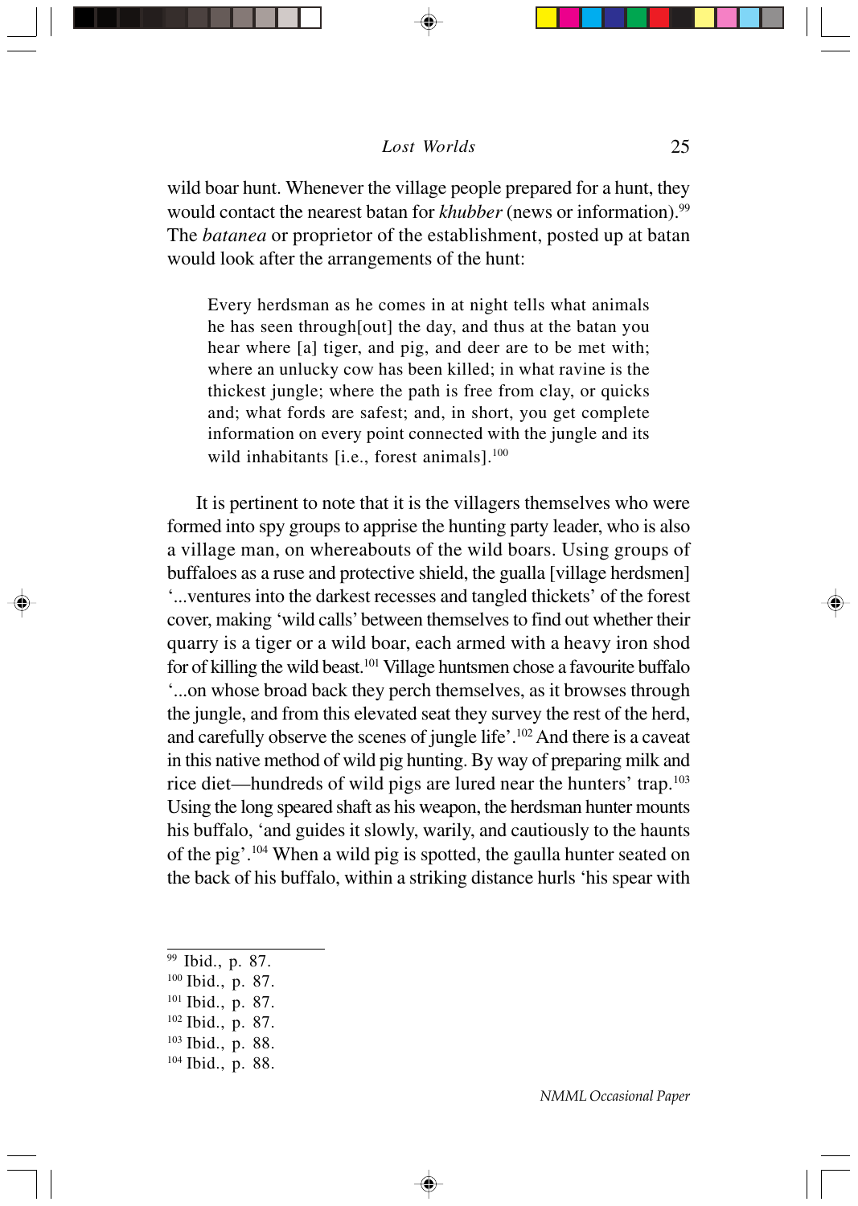wild boar hunt. Whenever the village people prepared for a hunt, they would contact the nearest batan for *khubber* (news or information).[99] The *batanea* or proprietor of the establishment, posted up at batan would look after the arrangements of the hunt:

> Every herdsman as he comes in at night tells what animals he has seen through[out] the day, and thus at the batan you hear where [a] tiger, and pig, and deer are to be met with; where an unlucky cow has been killed; in what ravine is the thickest jungle; where the path is free from clay, or quicks and; what fords are safest; and, in short, you get complete information on every point connected with the jungle and its wild inhabitants [i.e., forest animals].[100]

It is pertinent to note that it is the villagers themselves who were formed into spy groups to apprise the hunting party leader, who is also a village man, on whereabouts of the wild boars. Using groups of buffaloes as a ruse and protective shield, the gualla [village herdsmen] '...ventures into the darkest recesses and tangled thickets' of the forest cover, making 'wild calls' between themselves to find out whether their quarry is a tiger or a wild boar, each armed with a heavy iron shod for of killing the wild beast.[101] Village huntsmen chose a favourite buffalo '...on whose broad back they perch themselves, as it browses through the jungle, and from this elevated seat they survey the rest of the herd, and carefully observe the scenes of jungle life'.[102] And there is a caveat in this native method of wild pig hunting. By way of preparing milk and rice diet—hundreds of wild pigs are lured near the hunters' trap.[103] Using the long speared shaft as his weapon, the herdsman hunter mounts his buffalo, 'and guides it slowly, warily, and cautiously to the haunts of the pig'.[104] When a wild pig is spotted, the gaulla hunter seated on the back of his buffalo, within a striking distance hurls 'his spear with

---

[99] Ibid., p. 87.
[100] Ibid., p. 87.
[101] Ibid., p. 87.
[102] Ibid., p. 87.
[103] Ibid., p. 88.
[104] Ibid., p. 88.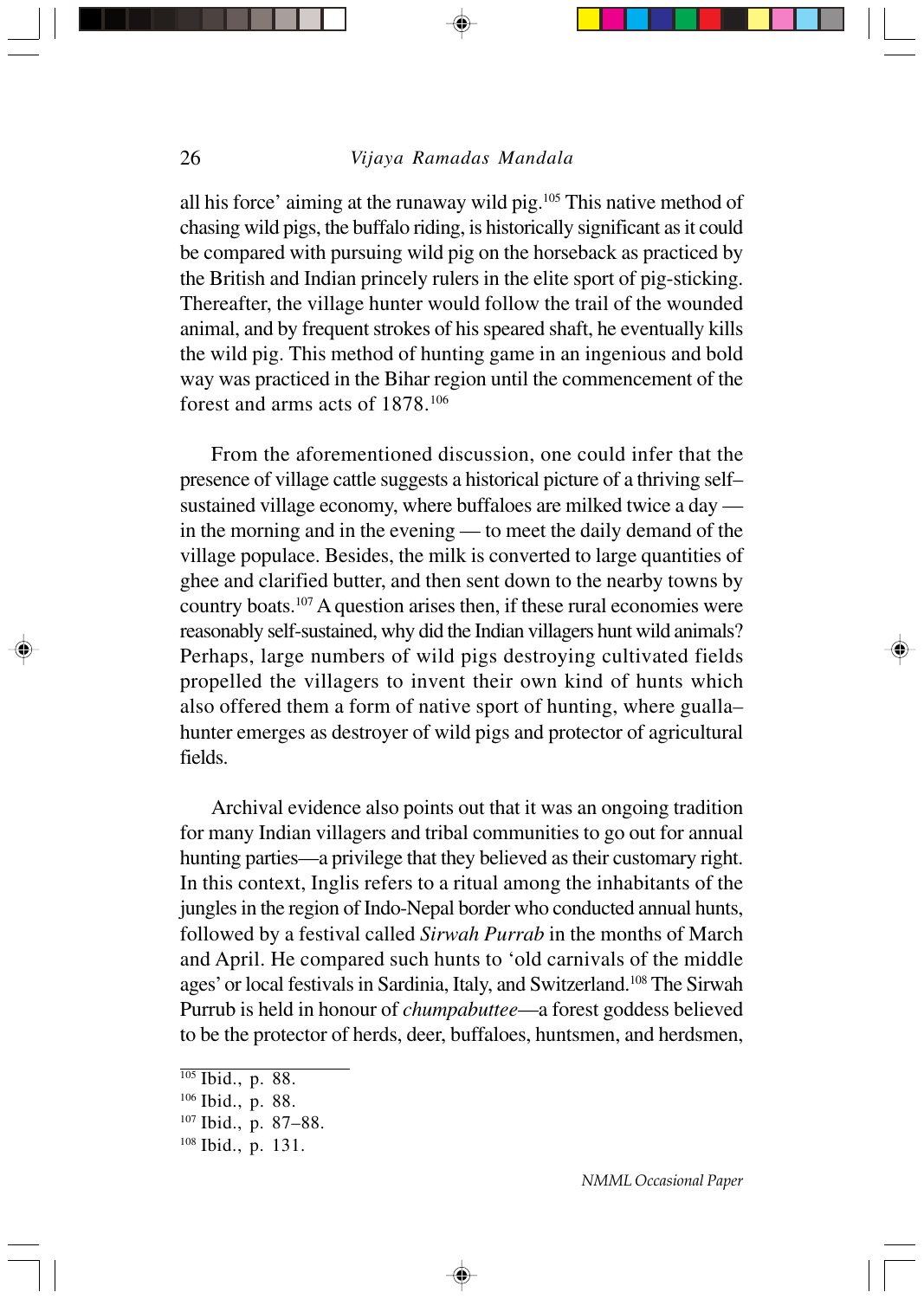all his force' aiming at the runaway wild pig.[105] This native method of chasing wild pigs, the buffalo riding, is historically significant as it could be compared with pursuing wild pig on the horseback as practiced by the British and Indian princely rulers in the elite sport of pig-sticking. Thereafter, the village hunter would follow the trail of the wounded animal, and by frequent strokes of his speared shaft, he eventually kills the wild pig. This method of hunting game in an ingenious and bold way was practiced in the Bihar region until the commencement of the forest and arms acts of 1878.[106]

From the aforementioned discussion, one could infer that the presence of village cattle suggests a historical picture of a thriving self–sustained village economy, where buffaloes are milked twice a day — in the morning and in the evening — to meet the daily demand of the village populace. Besides, the milk is converted to large quantities of ghee and clarified butter, and then sent down to the nearby towns by country boats.[107] A question arises then, if these rural economies were reasonably self-sustained, why did the Indian villagers hunt wild animals? Perhaps, large numbers of wild pigs destroying cultivated fields propelled the villagers to invent their own kind of hunts which also offered them a form of native sport of hunting, where gualla–hunter emerges as destroyer of wild pigs and protector of agricultural fields.

Archival evidence also points out that it was an ongoing tradition for many Indian villagers and tribal communities to go out for annual hunting parties—a privilege that they believed as their customary right. In this context, Inglis refers to a ritual among the inhabitants of the jungles in the region of Indo-Nepal border who conducted annual hunts, followed by a festival called *Sirwah Purrab* in the months of March and April. He compared such hunts to 'old carnivals of the middle ages' or local festivals in Sardinia, Italy, and Switzerland.[108] The Sirwah Purrub is held in honour of *chumpabuttee*—a forest goddess believed to be the protector of herds, deer, buffaloes, huntsmen, and herdsmen,

---

[105] Ibid., p. 88.

[106] Ibid., p. 88.

[107] Ibid., p. 87–88.

[108] Ibid., p. 131.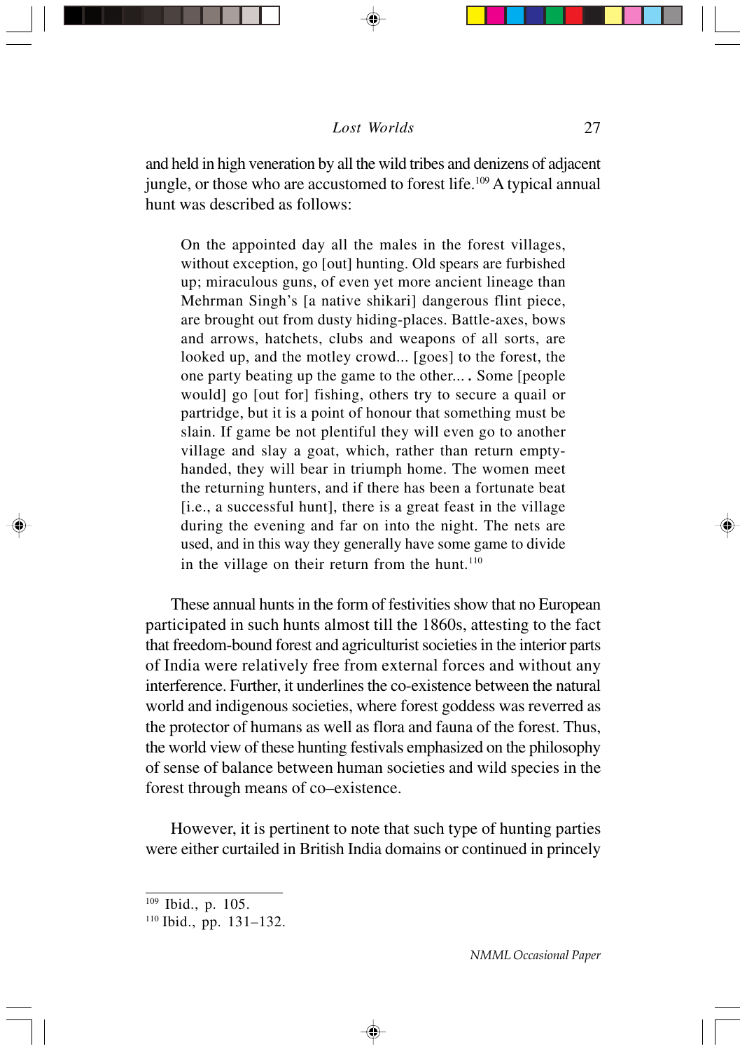and held in high veneration by all the wild tribes and denizens of adjacent jungle, or those who are accustomed to forest life.[109] A typical annual hunt was described as follows:

> On the appointed day all the males in the forest villages, without exception, go [out] hunting. Old spears are furbished up; miraculous guns, of even yet more ancient lineage than Mehrman Singh's [a native shikari] dangerous flint piece, are brought out from dusty hiding-places. Battle-axes, bows and arrows, hatchets, clubs and weapons of all sorts, are looked up, and the motley crowd... [goes] to the forest, the one party beating up the game to the other... . Some [people would] go [out for] fishing, others try to secure a quail or partridge, but it is a point of honour that something must be slain. If game be not plentiful they will even go to another village and slay a goat, which, rather than return empty-handed, they will bear in triumph home. The women meet the returning hunters, and if there has been a fortunate beat [i.e., a successful hunt], there is a great feast in the village during the evening and far on into the night. The nets are used, and in this way they generally have some game to divide in the village on their return from the hunt.[110]

These annual hunts in the form of festivities show that no European participated in such hunts almost till the 1860s, attesting to the fact that freedom-bound forest and agriculturist societies in the interior parts of India were relatively free from external forces and without any interference. Further, it underlines the co-existence between the natural world and indigenous societies, where forest goddess was reverred as the protector of humans as well as flora and fauna of the forest. Thus, the world view of these hunting festivals emphasized on the philosophy of sense of balance between human societies and wild species in the forest through means of co–existence.

However, it is pertinent to note that such type of hunting parties were either curtailed in British India domains or continued in princely

---

[109] Ibid., p. 105.

[110] Ibid., pp. 131–132.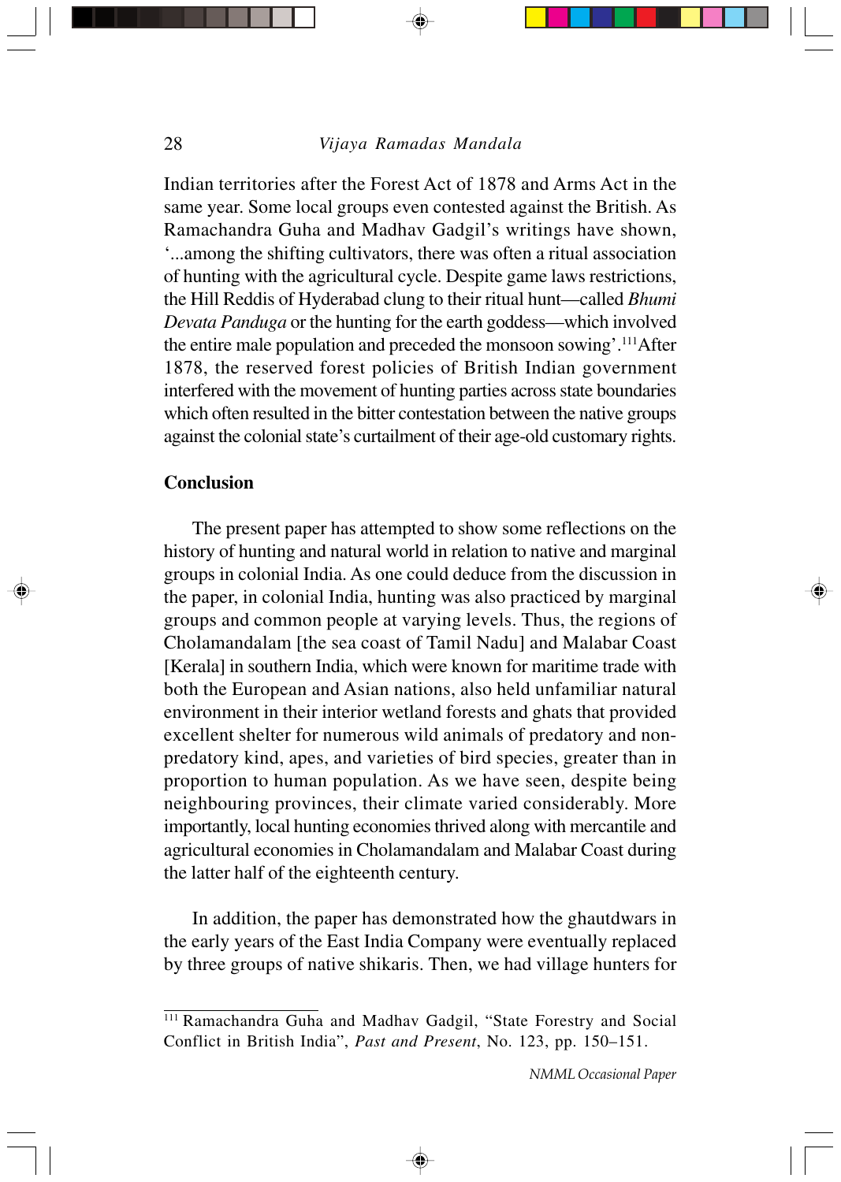Indian territories after the Forest Act of 1878 and Arms Act in the same year. Some local groups even contested against the British. As Ramachandra Guha and Madhav Gadgil's writings have shown, '...among the shifting cultivators, there was often a ritual association of hunting with the agricultural cycle. Despite game laws restrictions, the Hill Reddis of Hyderabad clung to their ritual hunt—called *Bhumi Devata Panduga* or the hunting for the earth goddess—which involved the entire male population and preceded the monsoon sowing'.[111] After 1878, the reserved forest policies of British Indian government interfered with the movement of hunting parties across state boundaries which often resulted in the bitter contestation between the native groups against the colonial state's curtailment of their age-old customary rights.

## Conclusion

The present paper has attempted to show some reflections on the history of hunting and natural world in relation to native and marginal groups in colonial India. As one could deduce from the discussion in the paper, in colonial India, hunting was also practiced by marginal groups and common people at varying levels. Thus, the regions of Cholamandalam [the sea coast of Tamil Nadu] and Malabar Coast [Kerala] in southern India, which were known for maritime trade with both the European and Asian nations, also held unfamiliar natural environment in their interior wetland forests and ghats that provided excellent shelter for numerous wild animals of predatory and non-predatory kind, apes, and varieties of bird species, greater than in proportion to human population. As we have seen, despite being neighbouring provinces, their climate varied considerably. More importantly, local hunting economies thrived along with mercantile and agricultural economies in Cholamandalam and Malabar Coast during the latter half of the eighteenth century.

In addition, the paper has demonstrated how the ghautdwars in the early years of the East India Company were eventually replaced by three groups of native shikaris. Then, we had village hunters for

---

[111] Ramachandra Guha and Madhav Gadgil, "State Forestry and Social Conflict in British India", *Past and Present*, No. 123, pp. 150–151.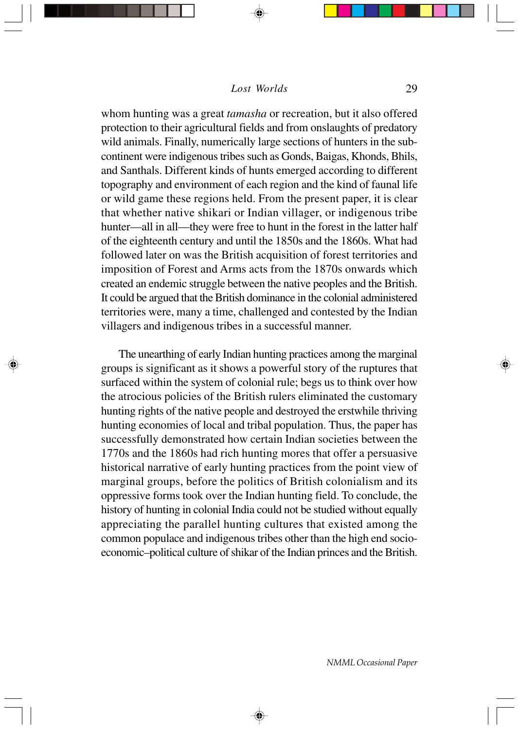whom hunting was a great *tamasha* or recreation, but it also offered protection to their agricultural fields and from onslaughts of predatory wild animals. Finally, numerically large sections of hunters in the sub-continent were indigenous tribes such as Gonds, Baigas, Khonds, Bhils, and Santhals. Different kinds of hunts emerged according to different topography and environment of each region and the kind of faunal life or wild game these regions held. From the present paper, it is clear that whether native shikari or Indian villager, or indigenous tribe hunter—all in all—they were free to hunt in the forest in the latter half of the eighteenth century and until the 1850s and the 1860s. What had followed later on was the British acquisition of forest territories and imposition of Forest and Arms acts from the 1870s onwards which created an endemic struggle between the native peoples and the British. It could be argued that the British dominance in the colonial administered territories were, many a time, challenged and contested by the Indian villagers and indigenous tribes in a successful manner.

The unearthing of early Indian hunting practices among the marginal groups is significant as it shows a powerful story of the ruptures that surfaced within the system of colonial rule; begs us to think over how the atrocious policies of the British rulers eliminated the customary hunting rights of the native people and destroyed the erstwhile thriving hunting economies of local and tribal population. Thus, the paper has successfully demonstrated how certain Indian societies between the 1770s and the 1860s had rich hunting mores that offer a persuasive historical narrative of early hunting practices from the point view of marginal groups, before the politics of British colonialism and its oppressive forms took over the Indian hunting field. To conclude, the history of hunting in colonial India could not be studied without equally appreciating the parallel hunting cultures that existed among the common populace and indigenous tribes other than the high end socio-economic–political culture of shikar of the Indian princes and the British.